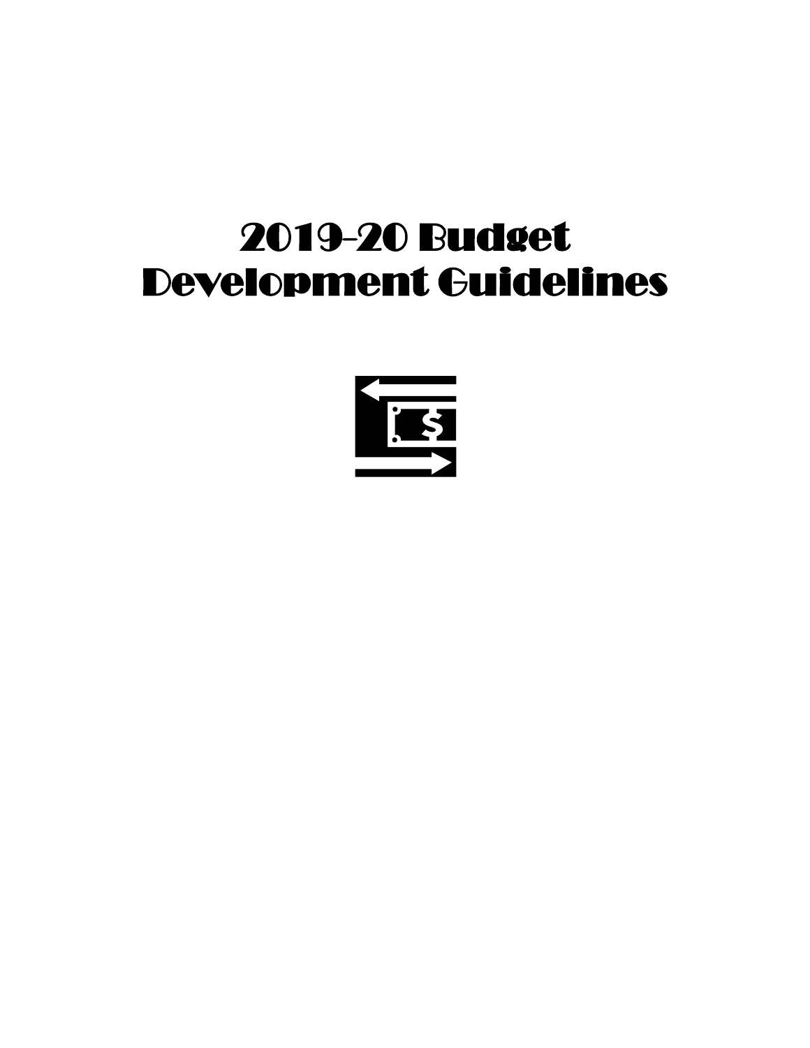# 2019-20 Budget Development Guidelines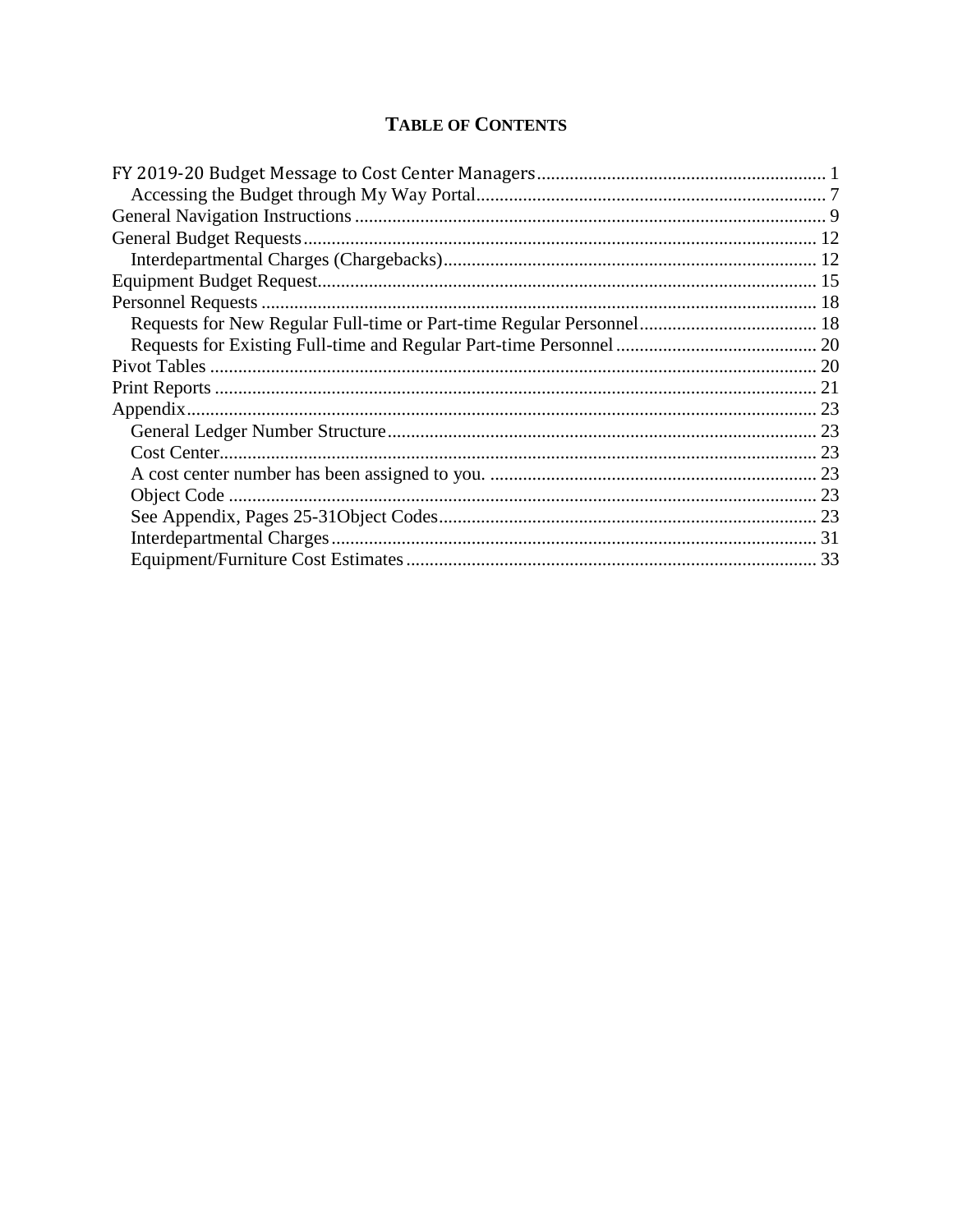# TABLE OF CONTENTS

- FY 2019-20 Budget Message to Cost Center Managers ........ 1
  - Accessing the Budget through My Way Portal ........ 7
- General Navigation Instructions ........ 9
- General Budget Requests ........ 12
  - Interdepartmental Charges (Chargebacks) ........ 12
- Equipment Budget Request ........ 15
- Personnel Requests ........ 18
  - Requests for New Regular Full-time or Part-time Regular Personnel ........ 18
  - Requests for Existing Full-time and Regular Part-time Personnel ........ 20
- Pivot Tables ........ 20
- Print Reports ........ 21
- Appendix ........ 23
  - General Ledger Number Structure ........ 23
  - Cost Center ........ 23
  - A cost center number has been assigned to you. ........ 23
  - Object Code ........ 23
  - See Appendix, Pages 25-31Object Codes ........ 23
  - Interdepartmental Charges ........ 31
  - Equipment/Furniture Cost Estimates ........ 33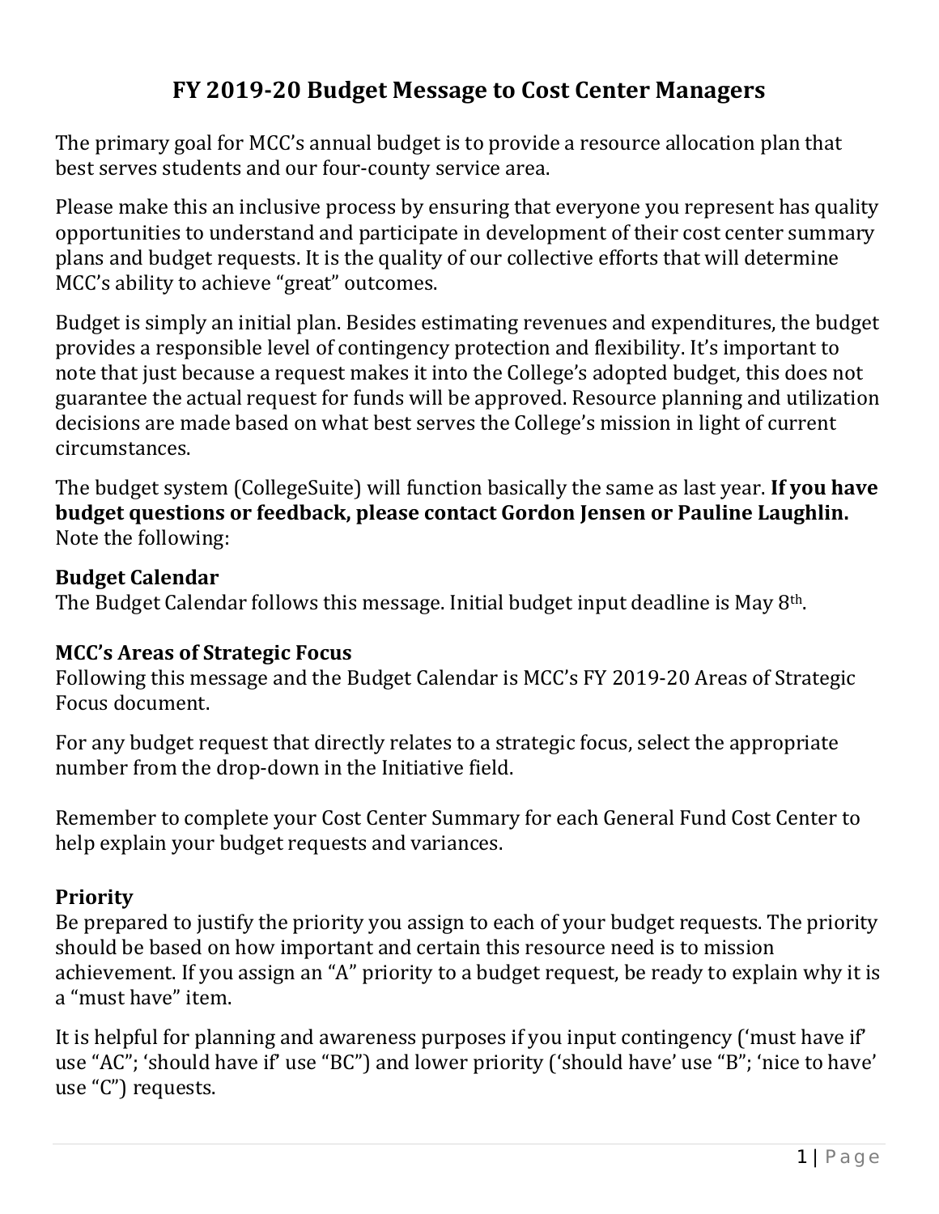# FY 2019-20 Budget Message to Cost Center Managers

The primary goal for MCC's annual budget is to provide a resource allocation plan that best serves students and our four-county service area.

Please make this an inclusive process by ensuring that everyone you represent has quality opportunities to understand and participate in development of their cost center summary plans and budget requests. It is the quality of our collective efforts that will determine MCC's ability to achieve "great" outcomes.

Budget is simply an initial plan. Besides estimating revenues and expenditures, the budget provides a responsible level of contingency protection and flexibility. It's important to note that just because a request makes it into the College's adopted budget, this does not guarantee the actual request for funds will be approved. Resource planning and utilization decisions are made based on what best serves the College's mission in light of current circumstances.

The budget system (CollegeSuite) will function basically the same as last year. **If you have budget questions or feedback, please contact Gordon Jensen or Pauline Laughlin.** Note the following:

### Budget Calendar

The Budget Calendar follows this message. Initial budget input deadline is May 8th.

### MCC's Areas of Strategic Focus

Following this message and the Budget Calendar is MCC's FY 2019-20 Areas of Strategic Focus document.

For any budget request that directly relates to a strategic focus, select the appropriate number from the drop-down in the Initiative field.

Remember to complete your Cost Center Summary for each General Fund Cost Center to help explain your budget requests and variances.

### Priority

Be prepared to justify the priority you assign to each of your budget requests. The priority should be based on how important and certain this resource need is to mission achievement. If you assign an "A" priority to a budget request, be ready to explain why it is a "must have" item.

It is helpful for planning and awareness purposes if you input contingency ('must have if' use "AC"; 'should have if' use "BC") and lower priority ('should have' use "B"; 'nice to have' use "C") requests.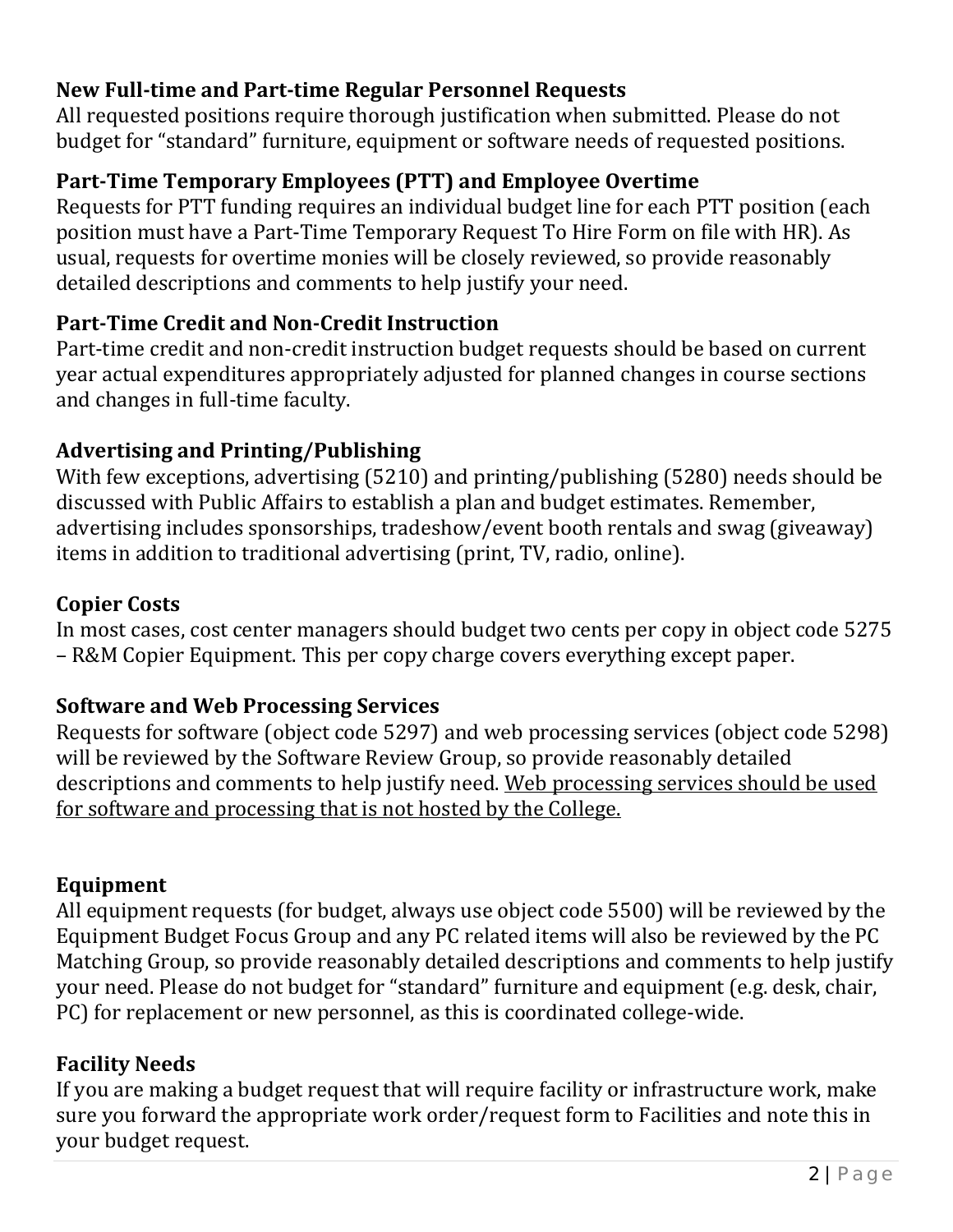### New Full-time and Part-time Regular Personnel Requests

All requested positions require thorough justification when submitted. Please do not budget for "standard" furniture, equipment or software needs of requested positions.

### Part-Time Temporary Employees (PTT) and Employee Overtime

Requests for PTT funding requires an individual budget line for each PTT position (each position must have a Part-Time Temporary Request To Hire Form on file with HR). As usual, requests for overtime monies will be closely reviewed, so provide reasonably detailed descriptions and comments to help justify your need.

### Part-Time Credit and Non-Credit Instruction

Part-time credit and non-credit instruction budget requests should be based on current year actual expenditures appropriately adjusted for planned changes in course sections and changes in full-time faculty.

### Advertising and Printing/Publishing

With few exceptions, advertising (5210) and printing/publishing (5280) needs should be discussed with Public Affairs to establish a plan and budget estimates. Remember, advertising includes sponsorships, tradeshow/event booth rentals and swag (giveaway) items in addition to traditional advertising (print, TV, radio, online).

### Copier Costs

In most cases, cost center managers should budget two cents per copy in object code 5275 – R&M Copier Equipment. This per copy charge covers everything except paper.

### Software and Web Processing Services

Requests for software (object code 5297) and web processing services (object code 5298) will be reviewed by the Software Review Group, so provide reasonably detailed descriptions and comments to help justify need. <u>Web processing services should be used for software and processing that is not hosted by the College.</u>

### Equipment

All equipment requests (for budget, always use object code 5500) will be reviewed by the Equipment Budget Focus Group and any PC related items will also be reviewed by the PC Matching Group, so provide reasonably detailed descriptions and comments to help justify your need. Please do not budget for "standard" furniture and equipment (e.g. desk, chair, PC) for replacement or new personnel, as this is coordinated college-wide.

### Facility Needs

If you are making a budget request that will require facility or infrastructure work, make sure you forward the appropriate work order/request form to Facilities and note this in your budget request.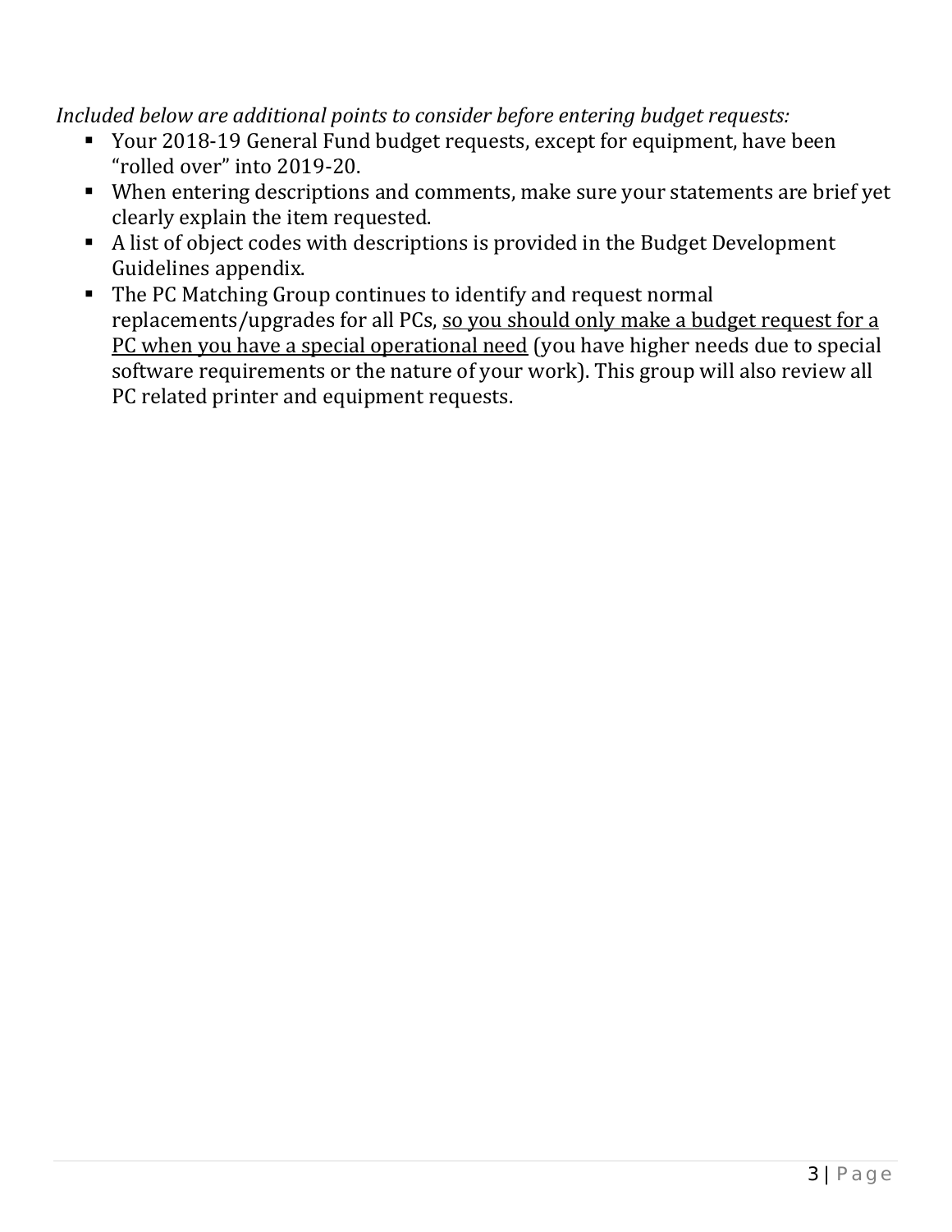*Included below are additional points to consider before entering budget requests:*

- Your 2018-19 General Fund budget requests, except for equipment, have been "rolled over" into 2019-20.
- When entering descriptions and comments, make sure your statements are brief yet clearly explain the item requested.
- A list of object codes with descriptions is provided in the Budget Development Guidelines appendix.
- The PC Matching Group continues to identify and request normal replacements/upgrades for all PCs, <u>so you should only make a budget request for a PC when you have a special operational need</u> (you have higher needs due to special software requirements or the nature of your work). This group will also review all PC related printer and equipment requests.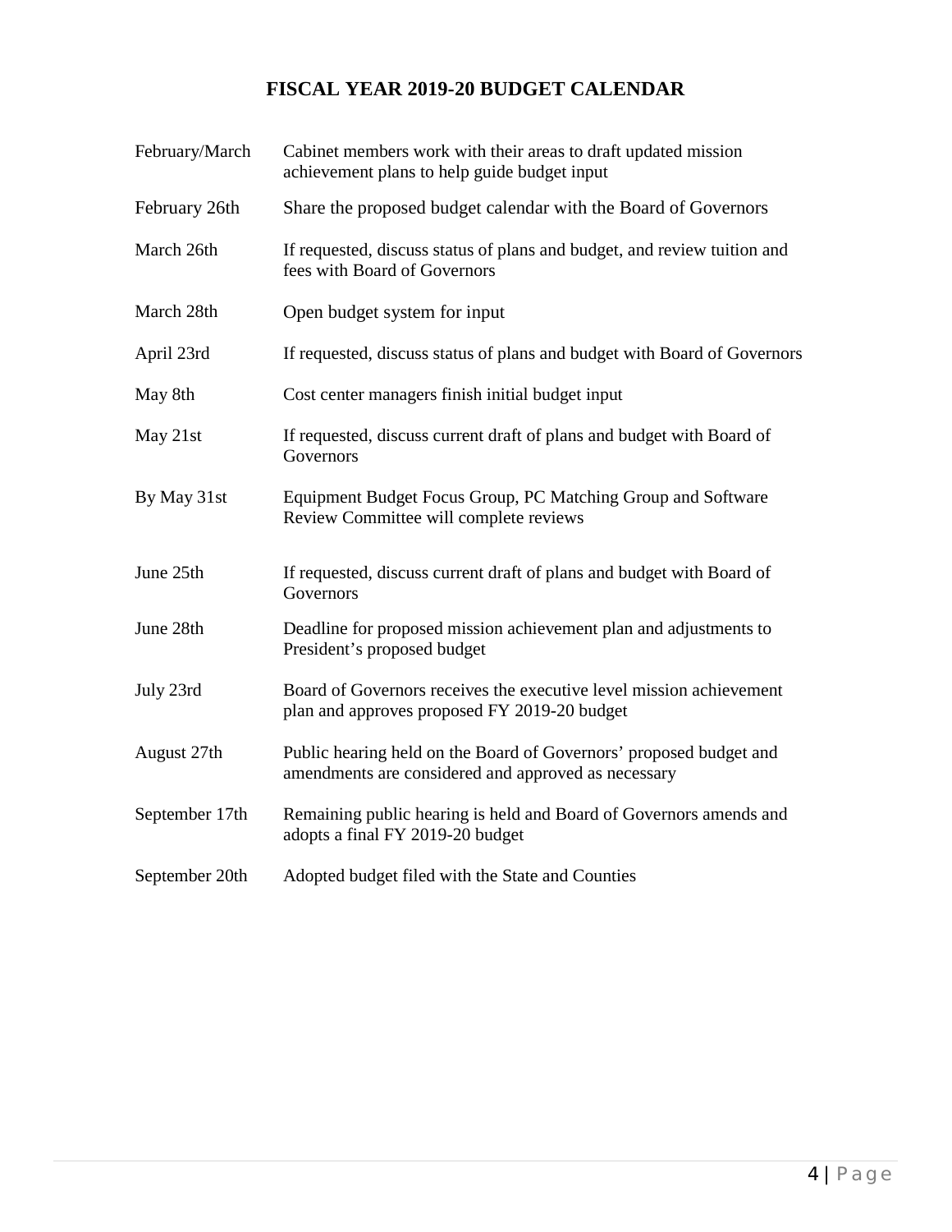# FISCAL YEAR 2019-20 BUDGET CALENDAR

| | |
|---|---|
| February/March | Cabinet members work with their areas to draft updated mission achievement plans to help guide budget input |
| February 26th | Share the proposed budget calendar with the Board of Governors |
| March 26th | If requested, discuss status of plans and budget, and review tuition and fees with Board of Governors |
| March 28th | Open budget system for input |
| April 23rd | If requested, discuss status of plans and budget with Board of Governors |
| May 8th | Cost center managers finish initial budget input |
| May 21st | If requested, discuss current draft of plans and budget with Board of Governors |
| By May 31st | Equipment Budget Focus Group, PC Matching Group and Software Review Committee will complete reviews |
| June 25th | If requested, discuss current draft of plans and budget with Board of Governors |
| June 28th | Deadline for proposed mission achievement plan and adjustments to President's proposed budget |
| July 23rd | Board of Governors receives the executive level mission achievement plan and approves proposed FY 2019-20 budget |
| August 27th | Public hearing held on the Board of Governors' proposed budget and amendments are considered and approved as necessary |
| September 17th | Remaining public hearing is held and Board of Governors amends and adopts a final FY 2019-20 budget |
| September 20th | Adopted budget filed with the State and Counties |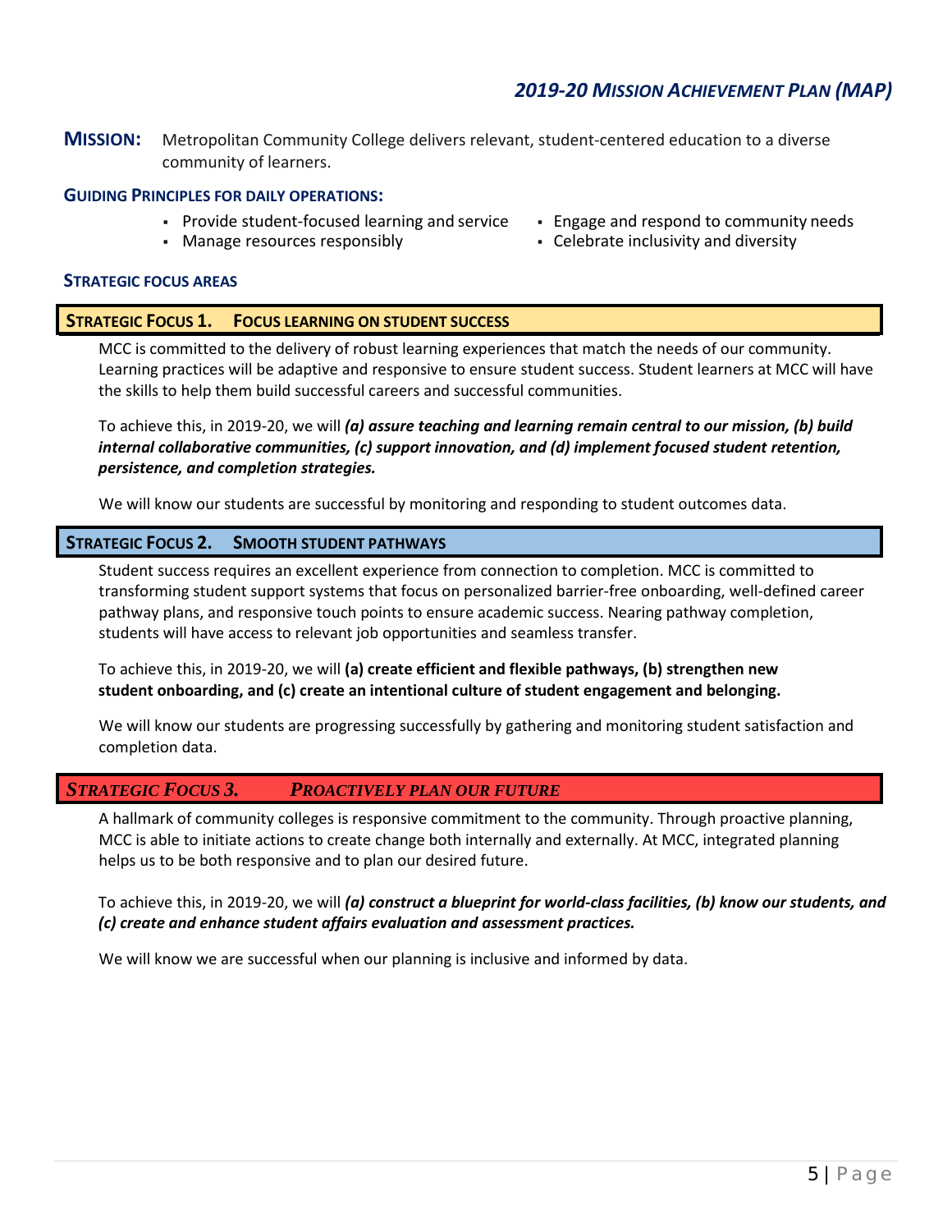# *2019-20 Mission Achievement Plan (MAP)*

**MISSION:** Metropolitan Community College delivers relevant, student-centered education to a diverse community of learners.

### GUIDING PRINCIPLES FOR DAILY OPERATIONS:

- Provide student-focused learning and service
- Manage resources responsibly
- Engage and respond to community needs
- Celebrate inclusivity and diversity

### STRATEGIC FOCUS AREAS

## STRATEGIC FOCUS 1. FOCUS LEARNING ON STUDENT SUCCESS

MCC is committed to the delivery of robust learning experiences that match the needs of our community. Learning practices will be adaptive and responsive to ensure student success. Student learners at MCC will have the skills to help them build successful careers and successful communities.

To achieve this, in 2019-20, we will ***(a) assure teaching and learning remain central to our mission, (b) build internal collaborative communities, (c) support innovation, and (d) implement focused student retention, persistence, and completion strategies.***

We will know our students are successful by monitoring and responding to student outcomes data.

## STRATEGIC FOCUS 2. SMOOTH STUDENT PATHWAYS

Student success requires an excellent experience from connection to completion. MCC is committed to transforming student support systems that focus on personalized barrier-free onboarding, well-defined career pathway plans, and responsive touch points to ensure academic success. Nearing pathway completion, students will have access to relevant job opportunities and seamless transfer.

To achieve this, in 2019-20, we will **(a) create efficient and flexible pathways, (b) strengthen new student onboarding, and (c) create an intentional culture of student engagement and belonging.**

We will know our students are progressing successfully by gathering and monitoring student satisfaction and completion data.

## *STRATEGIC FOCUS 3. PROACTIVELY PLAN OUR FUTURE*

A hallmark of community colleges is responsive commitment to the community. Through proactive planning, MCC is able to initiate actions to create change both internally and externally. At MCC, integrated planning helps us to be both responsive and to plan our desired future.

To achieve this, in 2019-20, we will ***(a) construct a blueprint for world-class facilities, (b) know our students, and (c) create and enhance student affairs evaluation and assessment practices.***

We will know we are successful when our planning is inclusive and informed by data.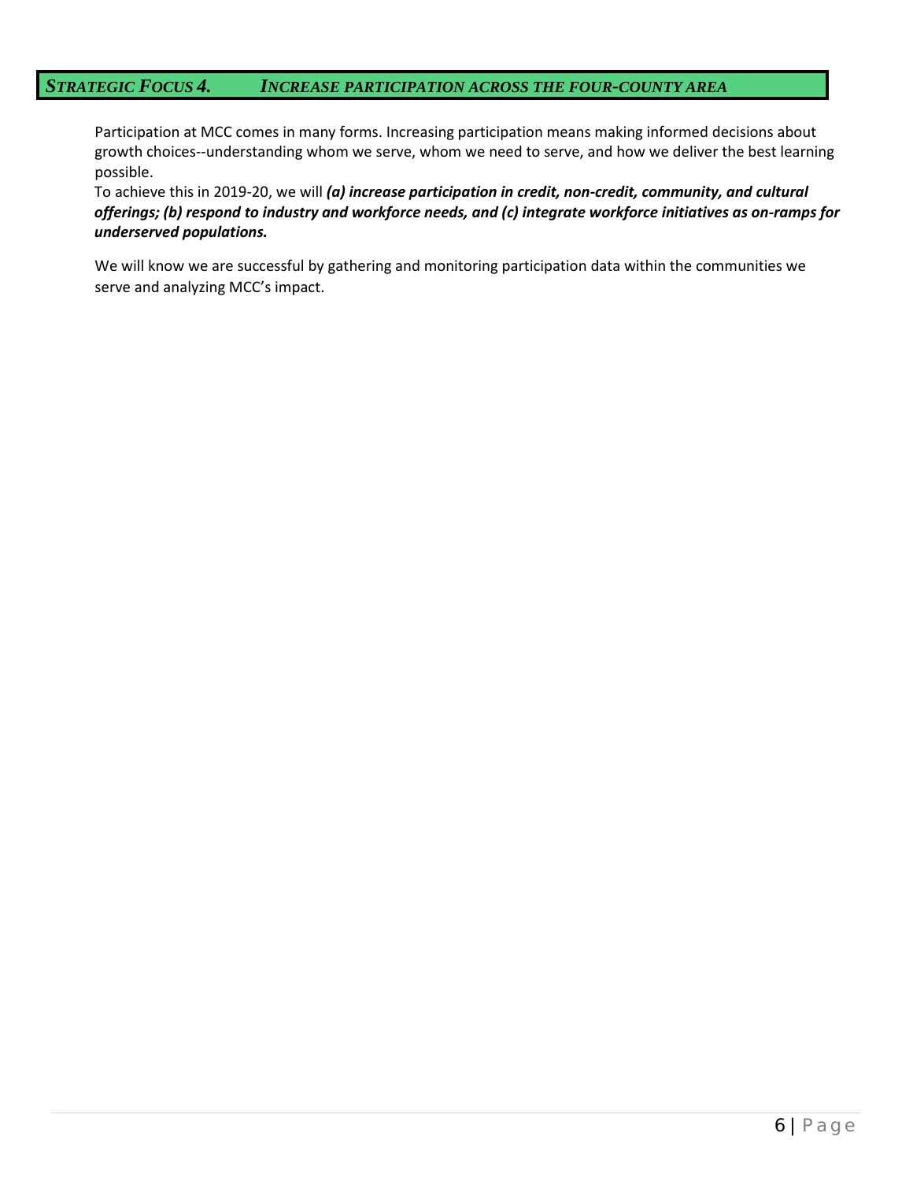## *STRATEGIC FOCUS 4. INCREASE PARTICIPATION ACROSS THE FOUR-COUNTY AREA*

Participation at MCC comes in many forms. Increasing participation means making informed decisions about growth choices--understanding whom we serve, whom we need to serve, and how we deliver the best learning possible.

To achieve this in 2019-20, we will ***(a) increase participation in credit, non-credit, community, and cultural offerings; (b) respond to industry and workforce needs, and (c) integrate workforce initiatives as on-ramps for underserved populations.***

We will know we are successful by gathering and monitoring participation data within the communities we serve and analyzing MCC's impact.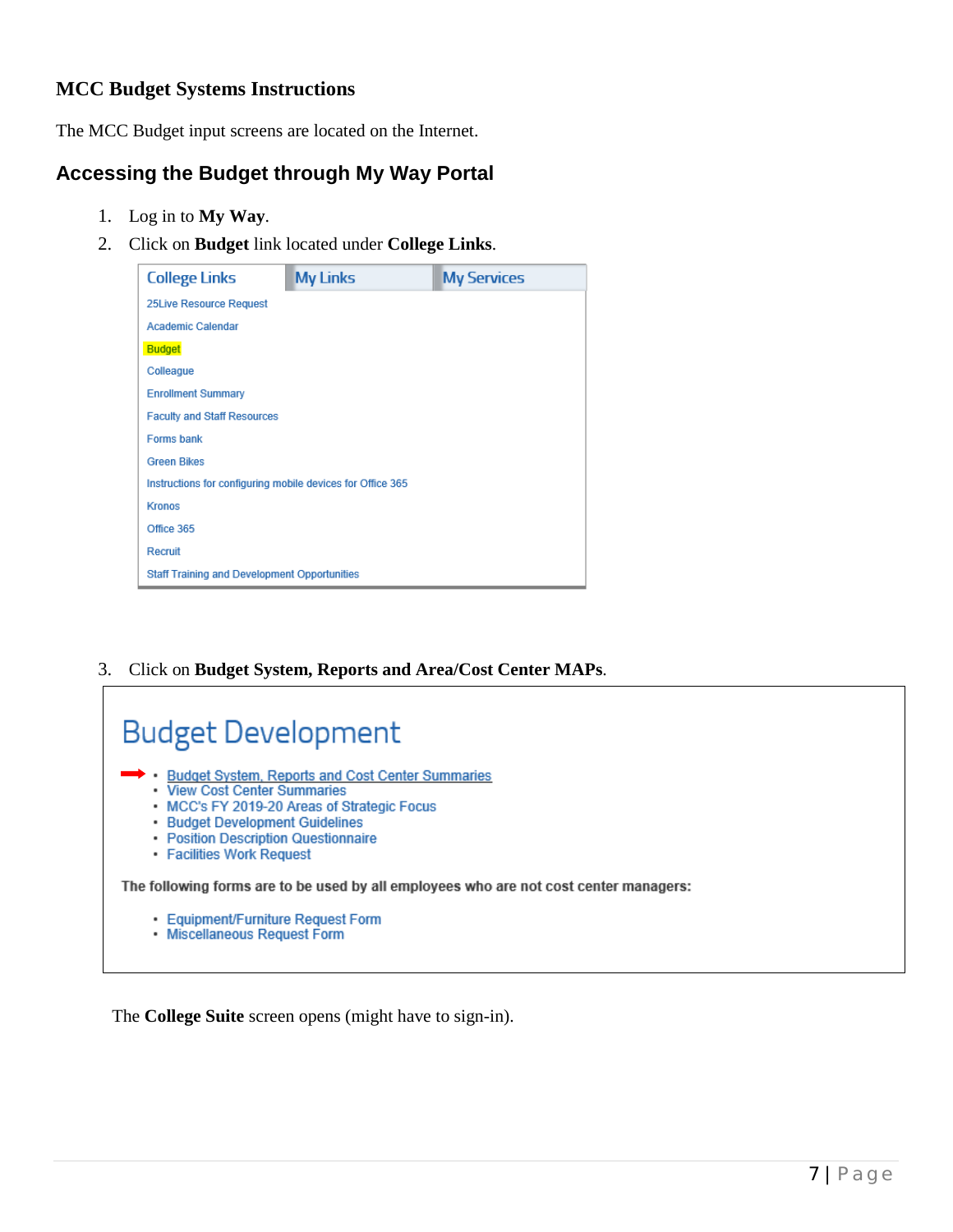## MCC Budget Systems Instructions

The MCC Budget input screens are located on the Internet.

## Accessing the Budget through My Way Portal

1. Log in to **My Way**.
2. Click on **Budget** link located under **College Links**.

College Links | My Links | My Services

- 25Live Resource Request
- Academic Calendar
- Budget
- Colleague
- Enrollment Summary
- Faculty and Staff Resources
- Forms bank
- Green Bikes
- Instructions for configuring mobile devices for Office 365
- Kronos
- Office 365
- Recruit
- Staff Training and Development Opportunities

3. Click on **Budget System, Reports and Area/Cost Center MAPs**.

# Budget Development

- Budget System, Reports and Cost Center Summaries
- View Cost Center Summaries
- MCC's FY 2019-20 Areas of Strategic Focus
- Budget Development Guidelines
- Position Description Questionnaire
- Facilities Work Request

The following forms are to be used by all employees who are not cost center managers:

- Equipment/Furniture Request Form
- Miscellaneous Request Form

The **College Suite** screen opens (might have to sign-in).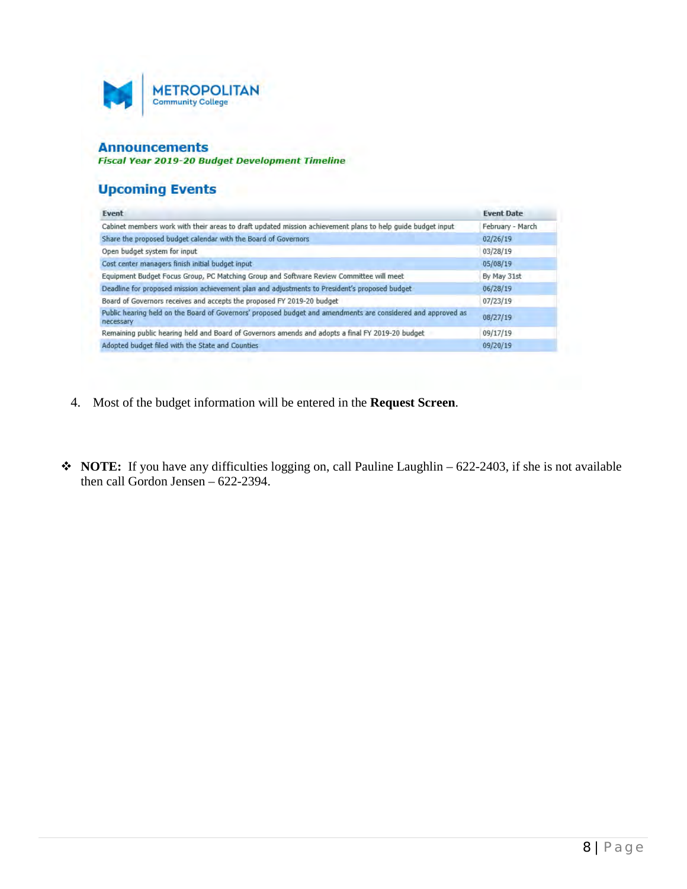METROPOLITAN
Community College

## Announcements

***Fiscal Year 2019-20 Budget Development Timeline***

## Upcoming Events

| Event | Event Date |
| --- | --- |
| Cabinet members work with their areas to draft updated mission achievement plans to help guide budget input | February - March |
| Share the proposed budget calendar with the Board of Governors | 02/26/19 |
| Open budget system for input | 03/28/19 |
| Cost center managers finish initial budget input | 05/08/19 |
| Equipment Budget Focus Group, PC Matching Group and Software Review Committee will meet | By May 31st |
| Deadline for proposed mission achievement plan and adjustments to President's proposed budget | 06/28/19 |
| Board of Governors receives and accepts the proposed FY 2019-20 budget | 07/23/19 |
| Public hearing held on the Board of Governors' proposed budget and amendments are considered and approved as necessary | 08/27/19 |
| Remaining public hearing held and Board of Governors amends and adopts a final FY 2019-20 budget | 09/17/19 |
| Adopted budget filed with the State and Counties | 09/20/19 |

4. Most of the budget information will be entered in the **Request Screen**.

❖ **NOTE:** If you have any difficulties logging on, call Pauline Laughlin – 622-2403, if she is not available then call Gordon Jensen – 622-2394.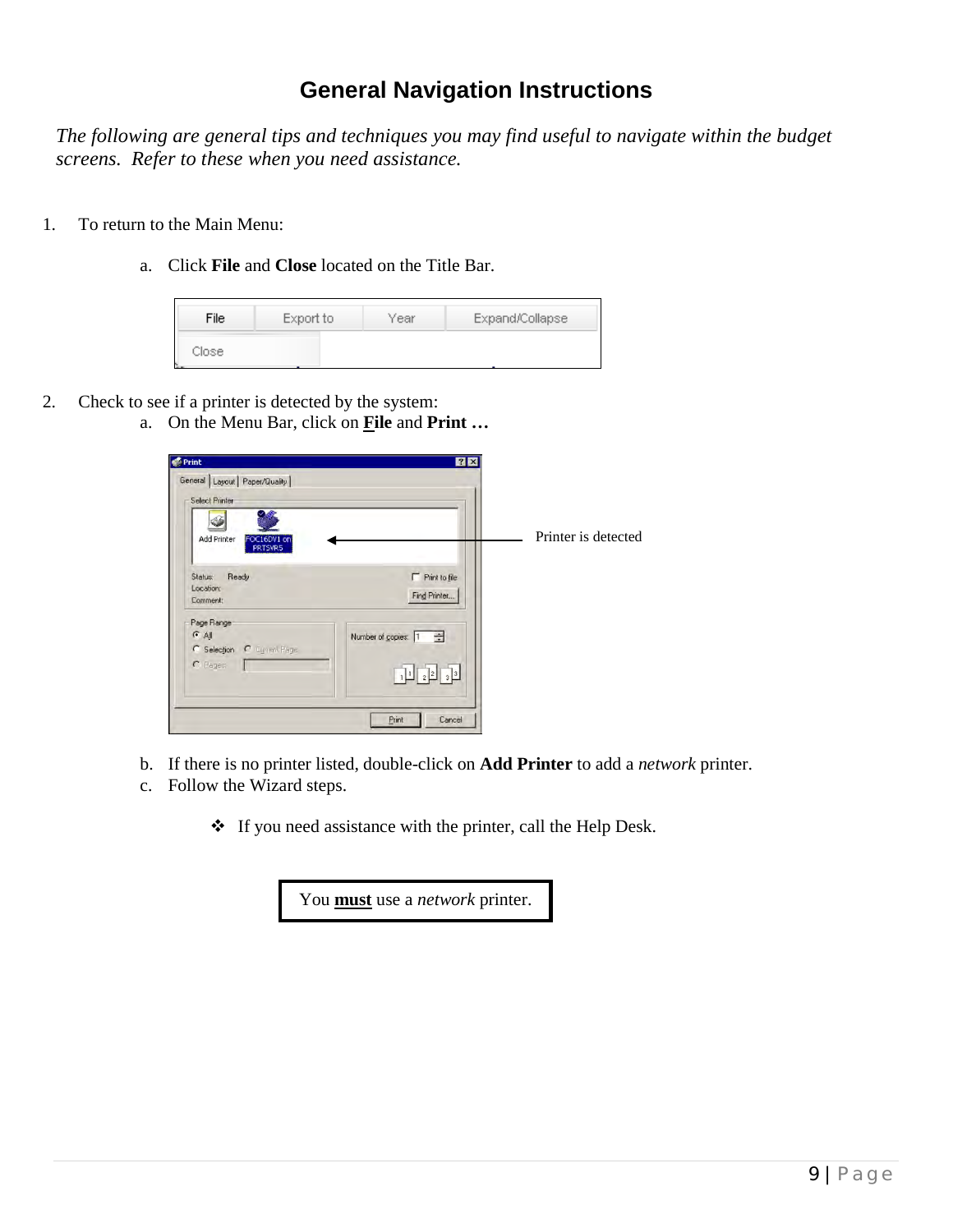# General Navigation Instructions

*The following are general tips and techniques you may find useful to navigate within the budget screens. Refer to these when you need assistance.*

1. To return to the Main Menu:

   a. Click **File** and **Close** located on the Title Bar.

2. Check to see if a printer is detected by the system:

   a. On the Menu Bar, click on **File** and **Print …**

   Printer is detected

   b. If there is no printer listed, double-click on **Add Printer** to add a *network* printer.

   c. Follow the Wizard steps.

   - If you need assistance with the printer, call the Help Desk.

You **must** use a *network* printer.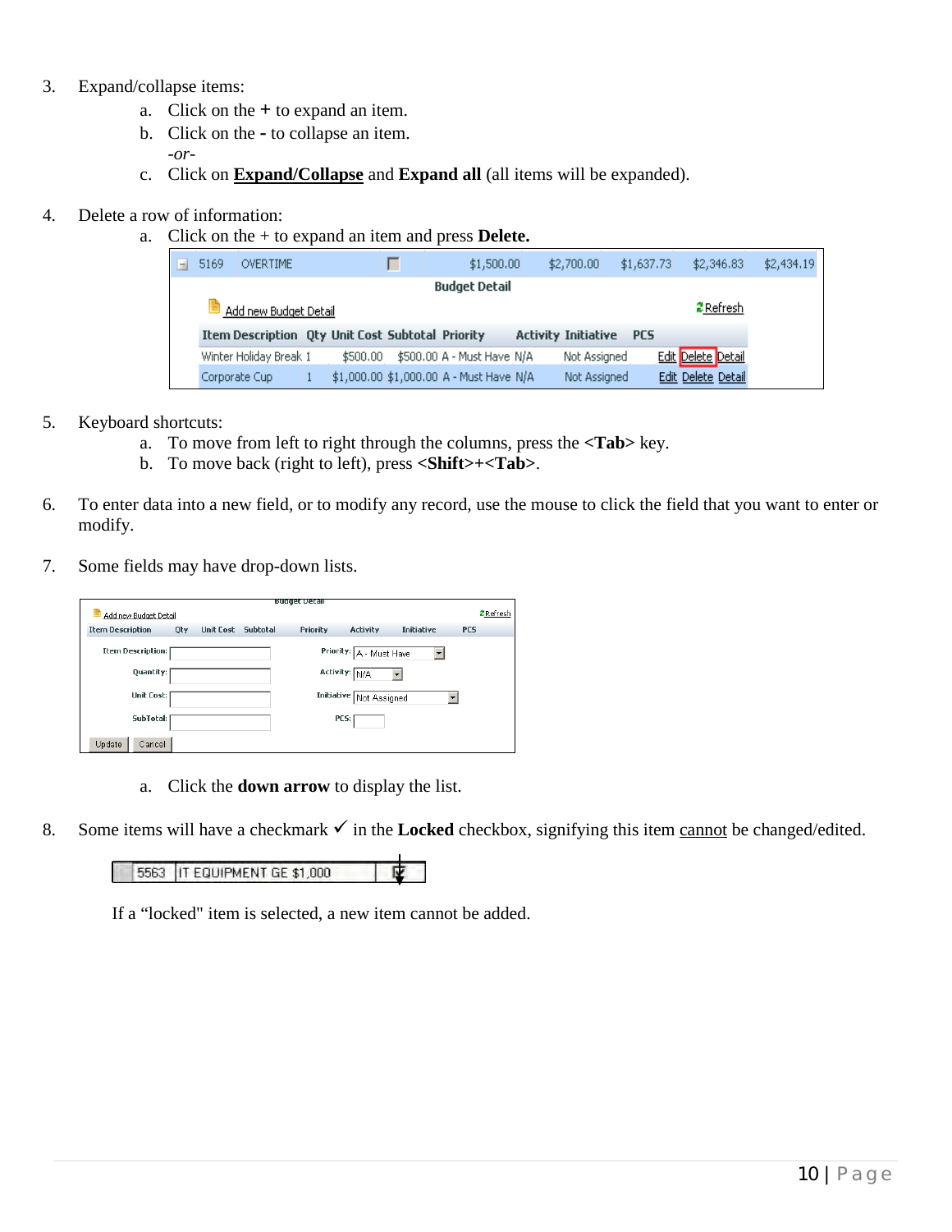3. Expand/collapse items:
   a. Click on the **+** to expand an item.
   b. Click on the **-** to collapse an item.
      *-or-*
   c. Click on **Expand/Collapse** and **Expand all** (all items will be expanded).

4. Delete a row of information:
   a. Click on the + to expand an item and press **Delete.**

5. Keyboard shortcuts:
   a. To move from left to right through the columns, press the **<Tab>** key.
   b. To move back (right to left), press **<Shift>+<Tab>**.

6. To enter data into a new field, or to modify any record, use the mouse to click the field that you want to enter or modify.

7. Some fields may have drop-down lists.

   a. Click the **down arrow** to display the list.

8. Some items will have a checkmark ✓ in the **Locked** checkbox, signifying this item cannot be changed/edited.

   If a "locked" item is selected, a new item cannot be added.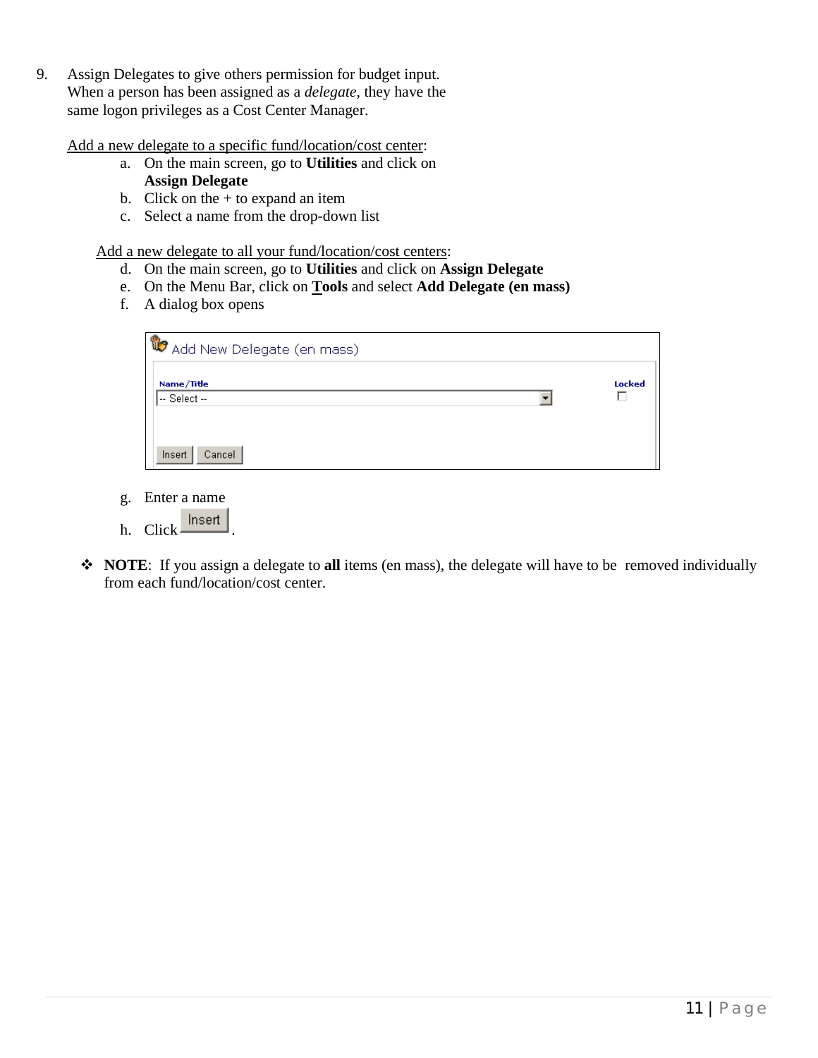9. Assign Delegates to give others permission for budget input. When a person has been assigned as a *delegate*, they have the same logon privileges as a Cost Center Manager.

   Add a new delegate to a specific fund/location/cost center:

   a. On the main screen, go to **Utilities** and click on **Assign Delegate**
   b. Click on the + to expand an item
   c. Select a name from the drop-down list

   Add a new delegate to all your fund/location/cost centers:

   d. On the main screen, go to **Utilities** and click on **Assign Delegate**
   e. On the Menu Bar, click on **Tools** and select **Add Delegate (en mass)**
   f. A dialog box opens

   Add New Delegate (en mass)

   Name/Title — Select — Locked

   Insert | Cancel

   g. Enter a name
   h. Click Insert.

❖ **NOTE**: If you assign a delegate to **all** items (en mass), the delegate will have to be removed individually from each fund/location/cost center.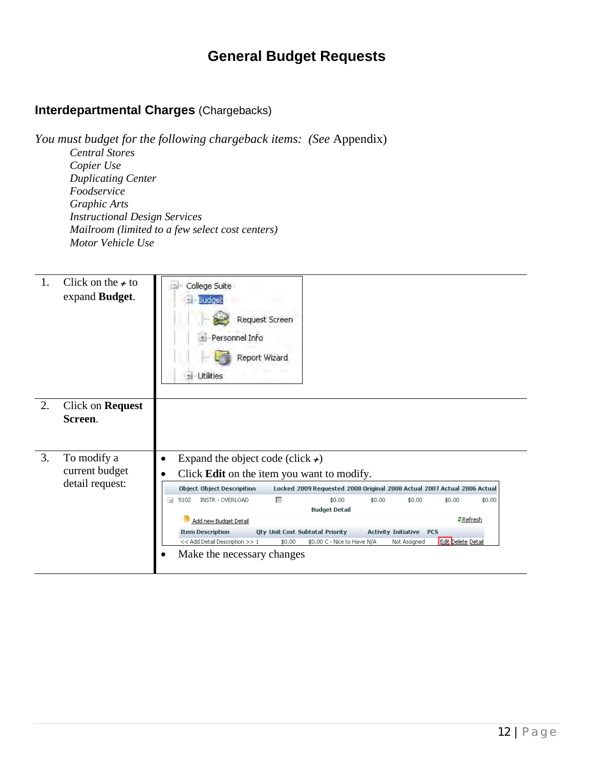# General Budget Requests

## Interdepartmental Charges (Chargebacks)

*You must budget for the following chargeback items: (See* Appendix)

*Central Stores*
*Copier Use*
*Duplicating Center*
*Foodservice*
*Graphic Arts*
*Instructional Design Services*
*Mailroom (limited to a few select cost centers)*
*Motor Vehicle Use*

| Step | |
|---|---|
| 1. Click on the + to expand **Budget**. | College Suite / Budget / Request Screen / Personnel Info / Report Wizard / Utilities |
| 2. Click on **Request Screen**. | |
| 3. To modify a current budget detail request: | • Expand the object code (click +)<br>• Click **Edit** on the item you want to modify.<br>• Make the necessary changes |

| Object | Object Description | Locked | 2009 Requested | 2008 Original | 2008 Actual | 2007 Actual | 2006 Actual |
|---|---|---|---|---|---|---|---|
| 5102 | INSTR - OVERLOAD | | $0.00 | $0.00 | $0.00 | $0.00 | $0.00 |

Budget Detail

Add new Budget Detail — Refresh

| Item Description | Qty | Unit Cost | Subtotal | Priority | Activity | Initiative | PCS | |
|---|---|---|---|---|---|---|---|---|
| << Add Detail Description >> | 1 | $0.00 | $0.00 | C - Nice to Have | N/A | Not Assigned | | Edit Delete Detail |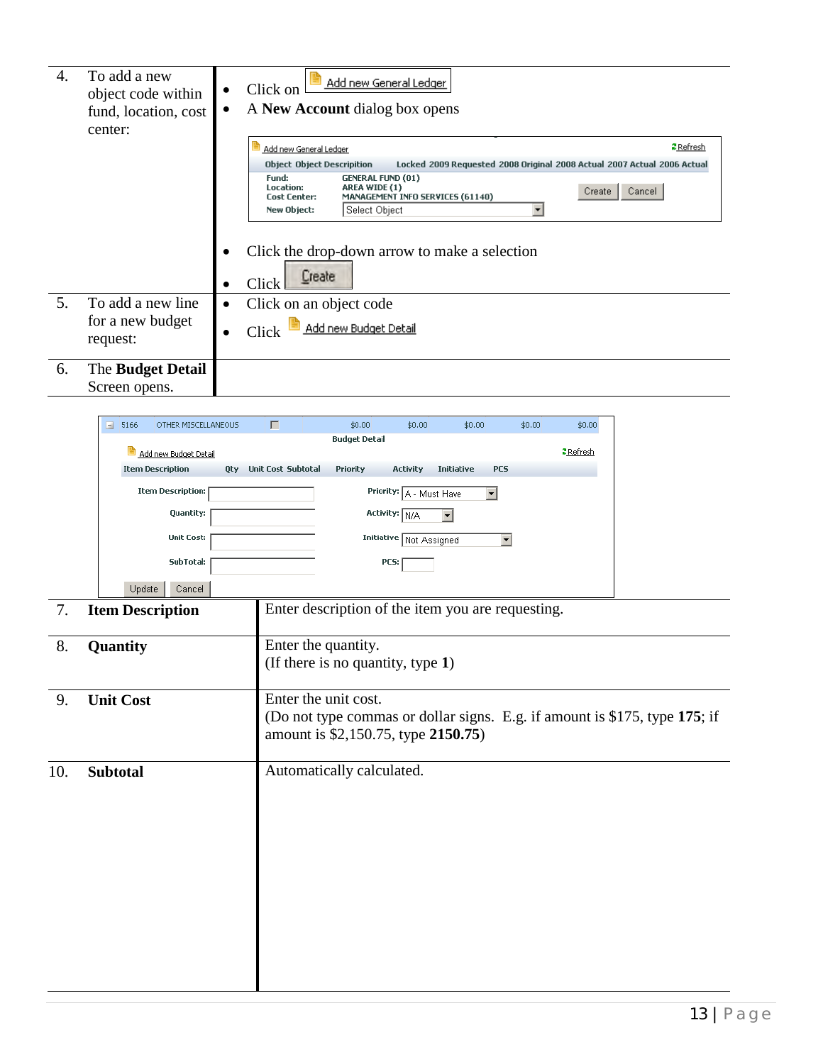| | | |
|---|---|---|
| 4. | To add a new object code within fund, location, cost center: | • Click on Add new General Ledger<br>• A **New Account** dialog box opens<br><br>• Click the drop-down arrow to make a selection<br>• Click Create |
| 5. | To add a new line for a new budget request: | • Click on an object code<br>• Click Add new Budget Detail |
| 6. | The **Budget Detail** Screen opens. | |

| | | |
|---|---|---|
| 7. | **Item Description** | Enter description of the item you are requesting. |
| 8. | **Quantity** | Enter the quantity.<br>(If there is no quantity, type **1**) |
| 9. | **Unit Cost** | Enter the unit cost.<br>(Do not type commas or dollar signs. E.g. if amount is $175, type **175**; if amount is $2,150.75, type **2150.75**) |
| 10. | **Subtotal** | Automatically calculated. |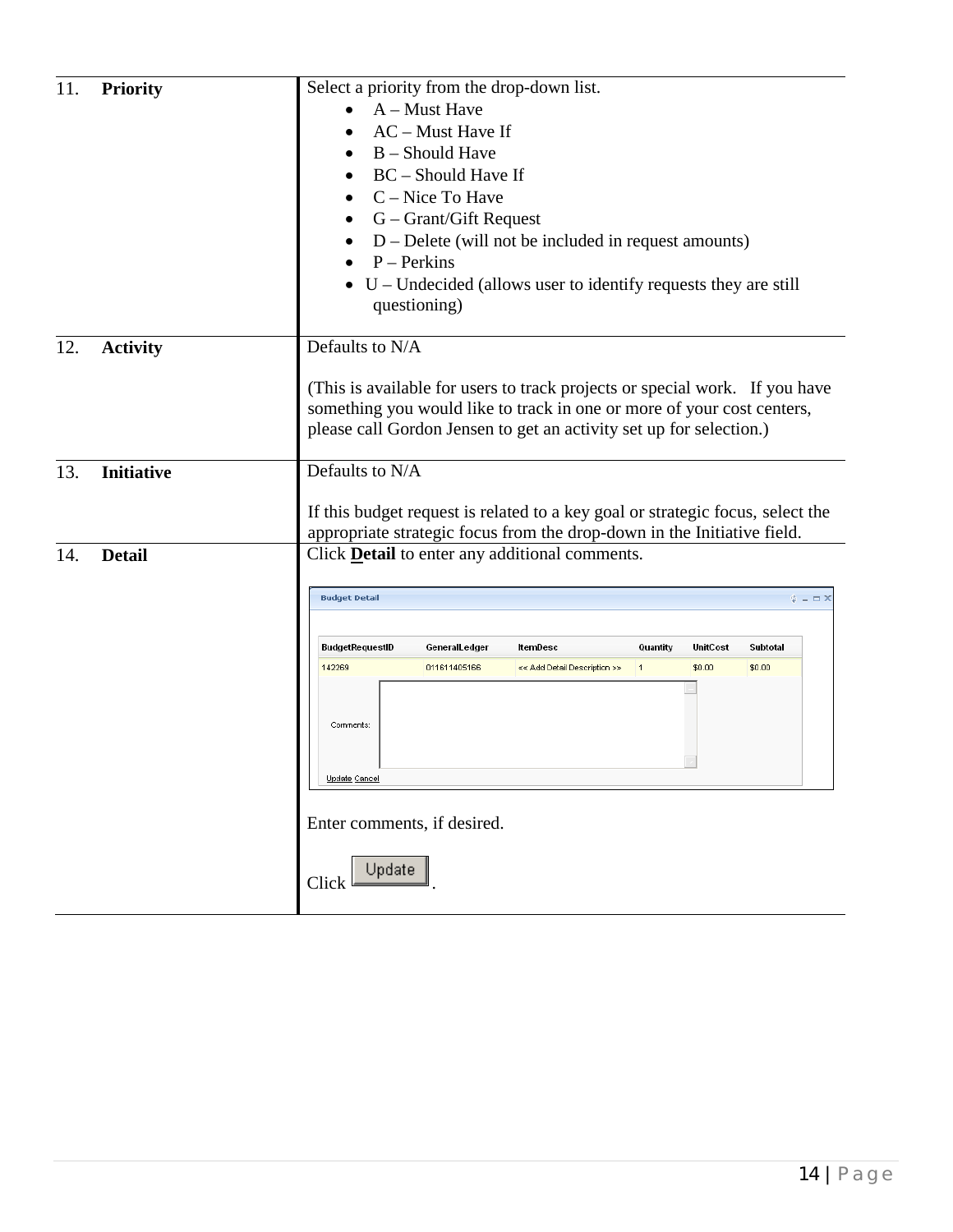| | |
|---|---|
| 11. **Priority** | Select a priority from the drop-down list.<br>• A – Must Have<br>• AC – Must Have If<br>• B – Should Have<br>• BC – Should Have If<br>• C – Nice To Have<br>• G – Grant/Gift Request<br>• D – Delete (will not be included in request amounts)<br>• P – Perkins<br>• U – Undecided (allows user to identify requests they are still questioning) |
| 12. **Activity** | Defaults to N/A<br><br>(This is available for users to track projects or special work. If you have something you would like to track in one or more of your cost centers, please call Gordon Jensen to get an activity set up for selection.) |
| 13. **Initiative** | Defaults to N/A<br><br>If this budget request is related to a key goal or strategic focus, select the appropriate strategic focus from the drop-down in the Initiative field. |
| 14. **Detail** | Click **Detail** to enter any additional comments.<br><br>Budget Detail<br><br>BudgetRequestID \| GeneralLedger \| ItemDesc \| Quantity \| UnitCost \| Subtotal<br>142269 \| 011611405166 \| << Add Detail Description >> \| 1 \| $0.00 \| $0.00<br>Comments:<br>Update Cancel<br><br>Enter comments, if desired.<br><br>Click Update. |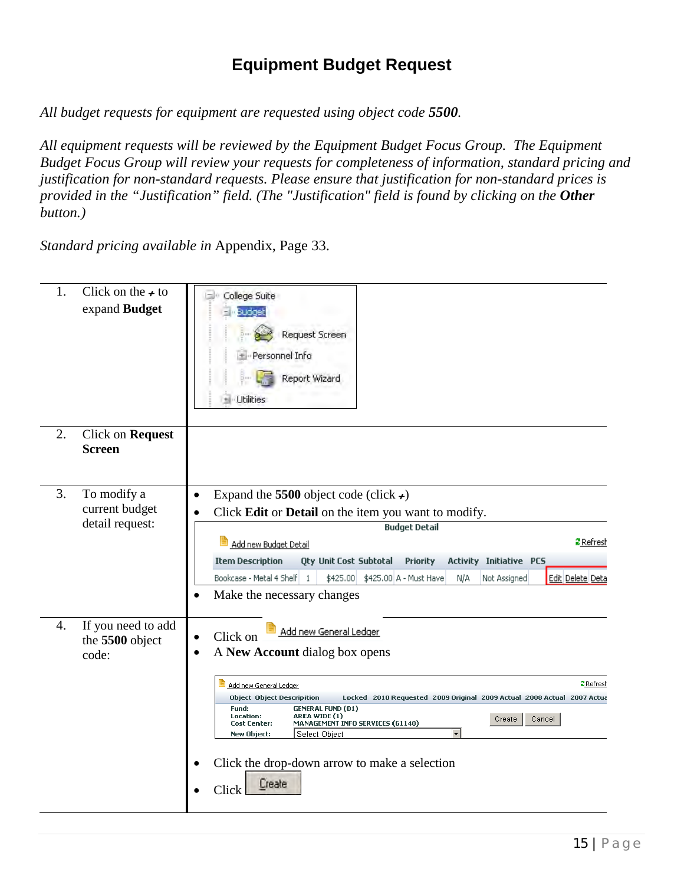# Equipment Budget Request

*All budget requests for equipment are requested using object code* ***5500****.*

*All equipment requests will be reviewed by the Equipment Budget Focus Group. The Equipment Budget Focus Group will review your requests for completeness of information, standard pricing and justification for non-standard requests. Please ensure that justification for non-standard prices is provided in the "Justification" field. (The "Justification" field is found by clicking on the* ***Other*** *button.)*

*Standard pricing available in* Appendix, Page 33.

| Step | Instructions |
|---|---|
| 1. Click on the + to expand **Budget** | College Suite / Budget / Request Screen / Personnel Info / Report Wizard / Utilities |
| 2. Click on **Request Screen** | |
| 3. To modify a current budget detail request: | • Expand the **5500** object code (click +)<br>• Click **Edit** or **Detail** on the item you want to modify.<br>Budget Detail — Add new Budget Detail — Refresh<br>Item Description: Bookcase - Metal 4 Shelf; Qty: 1; Unit Cost: $425.00; Subtotal: $425.00; Priority: A - Must Have; Activity: N/A; Initiative: Not Assigned; PCS; Edit Delete Deta<br>• Make the necessary changes |
| 4. If you need to add the **5500** object code: | • Click on Add new General Ledger<br>• A **New Account** dialog box opens<br>Add new General Ledger — Refresh<br>Object, Object Description, Locked, 2010 Requested, 2009 Original, 2009 Actual, 2008 Actual, 2007 Actua<br>Fund: GENERAL FUND (01)<br>Location: AREA WIDE (1)<br>Cost Center: MANAGEMENT INFO SERVICES (61140)<br>New Object: Select Object — Create — Cancel<br>• Click the drop-down arrow to make a selection<br>• Click Create |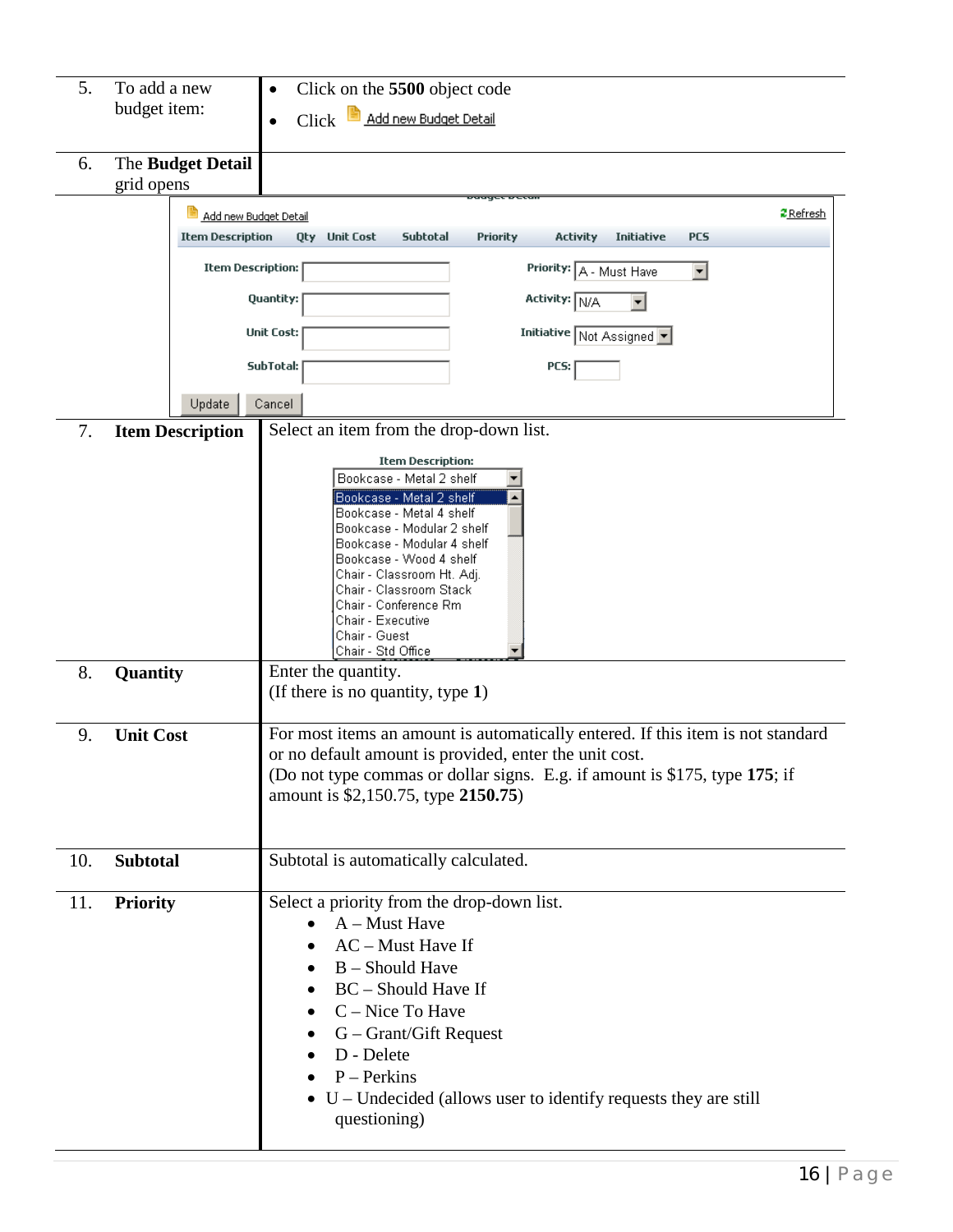| | | |
|---|---|---|
| 5. | To add a new budget item: | • Click on the **5500** object code<br>• Click Add new Budget Detail |
| 6. | The **Budget Detail** grid opens | |

Add new Budget Detail    Refresh

| Item Description | Qty | Unit Cost | Subtotal | Priority | Activity | Initiative | PCS |
|---|---|---|---|---|---|---|---|

Item Description: ____    Priority: A - Must Have
Quantity: ____    Activity: N/A
Unit Cost: ____    Initiative: Not Assigned
SubTotal: ____    PCS: ____

Update    Cancel

| | | |
|---|---|---|
| 7. | **Item Description** | Select an item from the drop-down list.<br>Item Description: Bookcase - Metal 2 shelf<br>Bookcase - Metal 2 shelf<br>Bookcase - Metal 4 shelf<br>Bookcase - Modular 2 shelf<br>Bookcase - Modular 4 shelf<br>Bookcase - Wood 4 shelf<br>Chair - Classroom Ht. Adj.<br>Chair - Classroom Stack<br>Chair - Conference Rm<br>Chair - Executive<br>Chair - Guest<br>Chair - Std Office |
| 8. | **Quantity** | Enter the quantity.<br>(If there is no quantity, type **1**) |
| 9. | **Unit Cost** | For most items an amount is automatically entered. If this item is not standard or no default amount is provided, enter the unit cost.<br>(Do not type commas or dollar signs. E.g. if amount is $175, type **175**; if amount is $2,150.75, type **2150.75**) |
| 10. | **Subtotal** | Subtotal is automatically calculated. |
| 11. | **Priority** | Select a priority from the drop-down list.<br>• A – Must Have<br>• AC – Must Have If<br>• B – Should Have<br>• BC – Should Have If<br>• C – Nice To Have<br>• G – Grant/Gift Request<br>• D - Delete<br>• P – Perkins<br>• U – Undecided (allows user to identify requests they are still questioning) |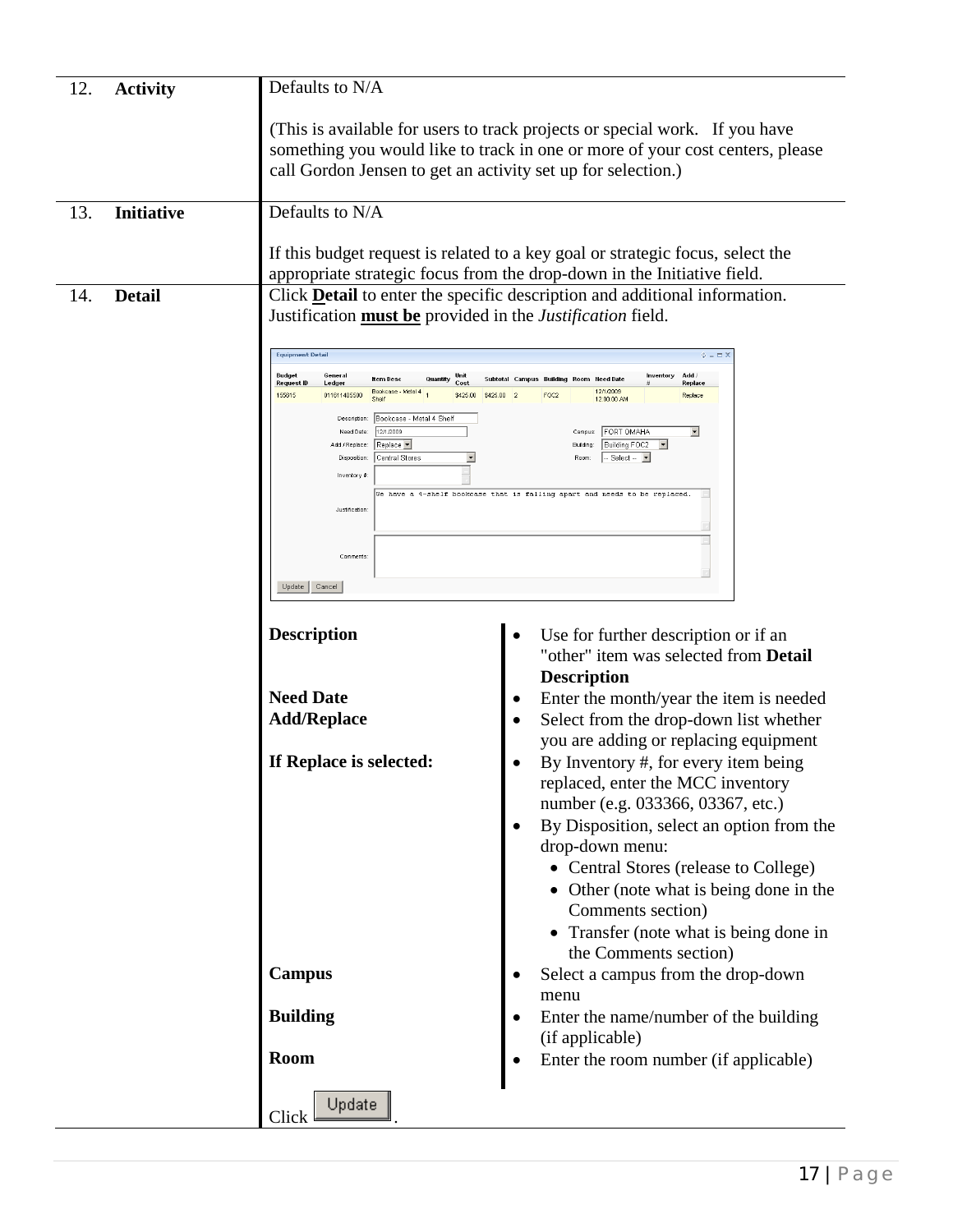| | | |
|---|---|---|
| 12. | **Activity** | Defaults to N/A<br><br>(This is available for users to track projects or special work. If you have something you would like to track in one or more of your cost centers, please call Gordon Jensen to get an activity set up for selection.) |
| 13. | **Initiative** | Defaults to N/A<br><br>If this budget request is related to a key goal or strategic focus, select the appropriate strategic focus from the drop-down in the Initiative field. |
| 14. | **Detail** | Click **Detail** to enter the specific description and additional information. Justification **must be** provided in the *Justification* field. |

| Field | Instructions |
|---|---|
| **Description** | • Use for further description or if an "other" item was selected from **Detail Description** |
| **Need Date** | • Enter the month/year the item is needed |
| **Add/Replace** | • Select from the drop-down list whether you are adding or replacing equipment |
| **If Replace is selected:** | • By Inventory #, for every item being replaced, enter the MCC inventory number (e.g. 033366, 03367, etc.)<br>• By Disposition, select an option from the drop-down menu:<br>  • Central Stores (release to College)<br>  • Other (note what is being done in the Comments section)<br>  • Transfer (note what is being done in the Comments section) |
| **Campus** | • Select a campus from the drop-down menu |
| **Building** | • Enter the name/number of the building (if applicable) |
| **Room** | • Enter the room number (if applicable) |

Click Update.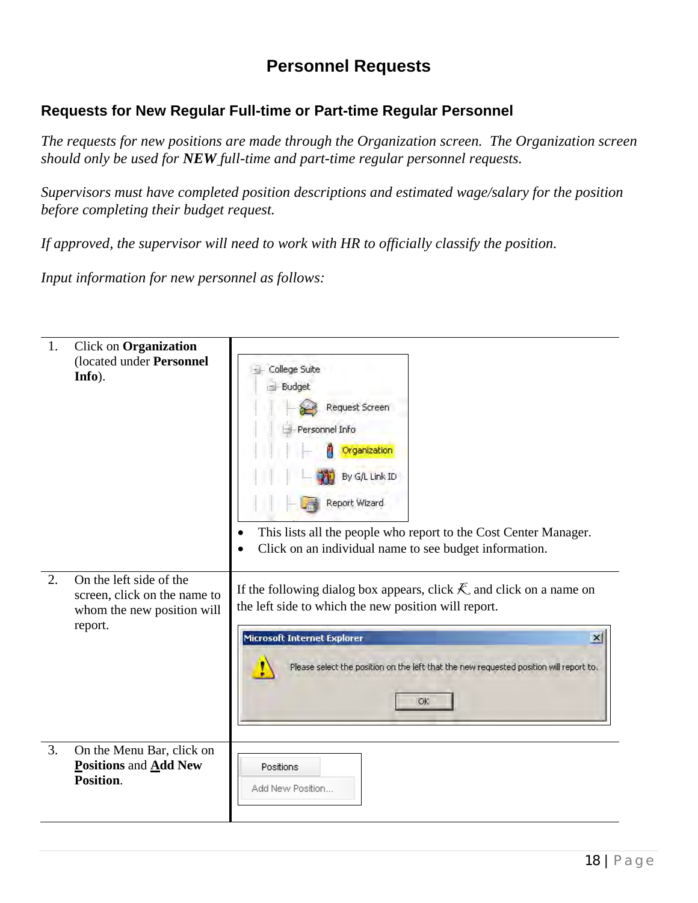# Personnel Requests

## Requests for New Regular Full-time or Part-time Regular Personnel

*The requests for new positions are made through the Organization screen. The Organization screen should only be used for **NEW** full-time and part-time regular personnel requests.*

*Supervisors must have completed position descriptions and estimated wage/salary for the position before completing their budget request.*

*If approved, the supervisor will need to work with HR to officially classify the position.*

*Input information for new personnel as follows:*

| Step | |
|---|---|
| 1. Click on **Organization** (located under **Personnel Info**). | College Suite<br>Budget<br>Request Screen<br>Personnel Info<br>Organization<br>By G/L Link ID<br>Report Wizard<br><br>• This lists all the people who report to the Cost Center Manager.<br>• Click on an individual name to see budget information. |
| 2. On the left side of the screen, click on the name to whom the new position will report. | If the following dialog box appears, click and click on a name on the left side to which the new position will report.<br><br>Microsoft Internet Explorer<br>Please select the position on the left that the new requested position will report to.<br>OK |
| 3. On the Menu Bar, click on **Positions** and **Add New Position**. | Positions<br>Add New Position... |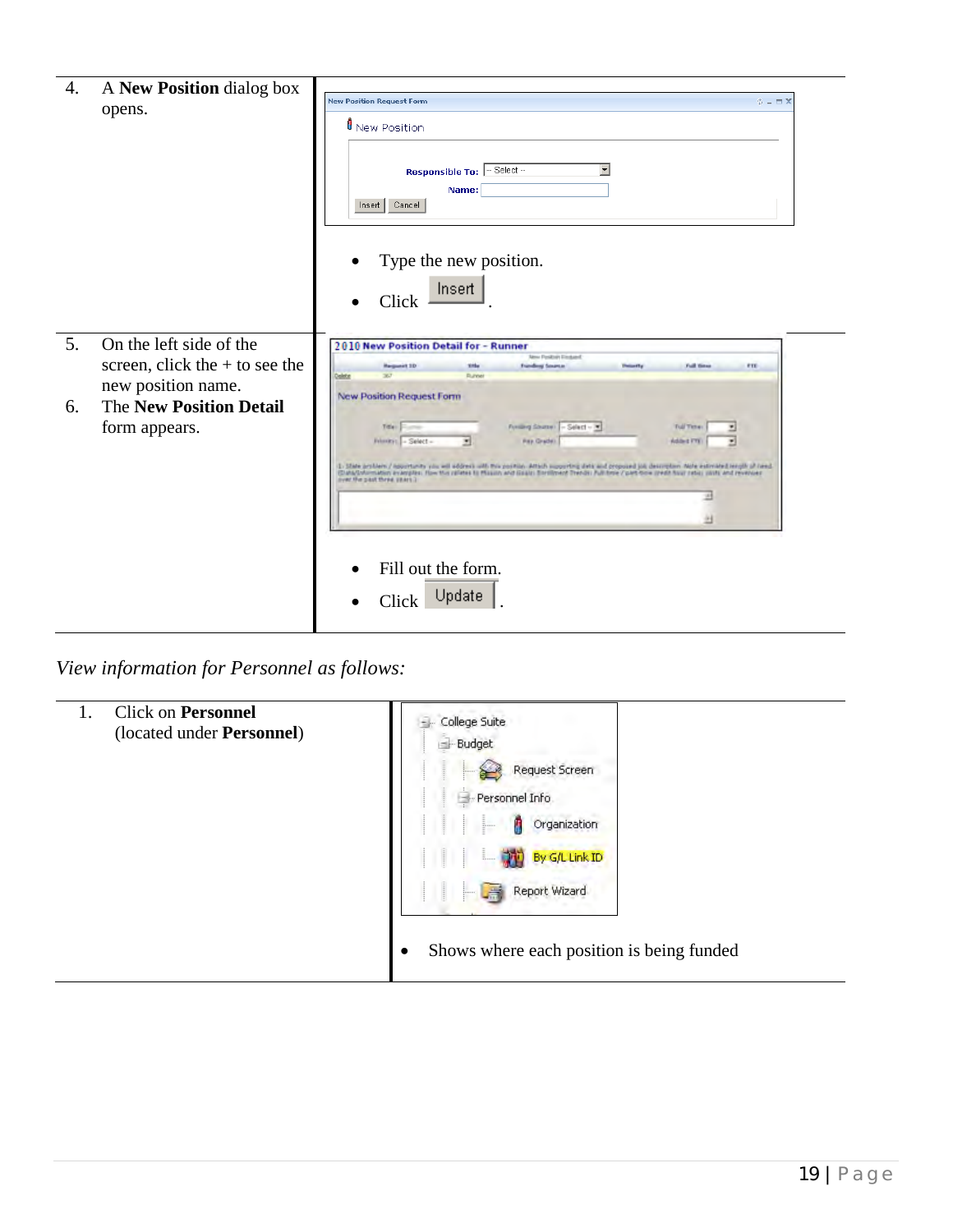| | |
|---|---|
| 4. A **New Position** dialog box opens. | • Type the new position.<br>• Click Insert. |
| 5. On the left side of the screen, click the + to see the new position name.<br>6. The **New Position Detail** form appears. | • Fill out the form.<br>• Click Update. |

*View information for Personnel as follows:*

| | |
|---|---|
| 1. Click on **Personnel** (located under **Personnel**) | • Shows where each position is being funded |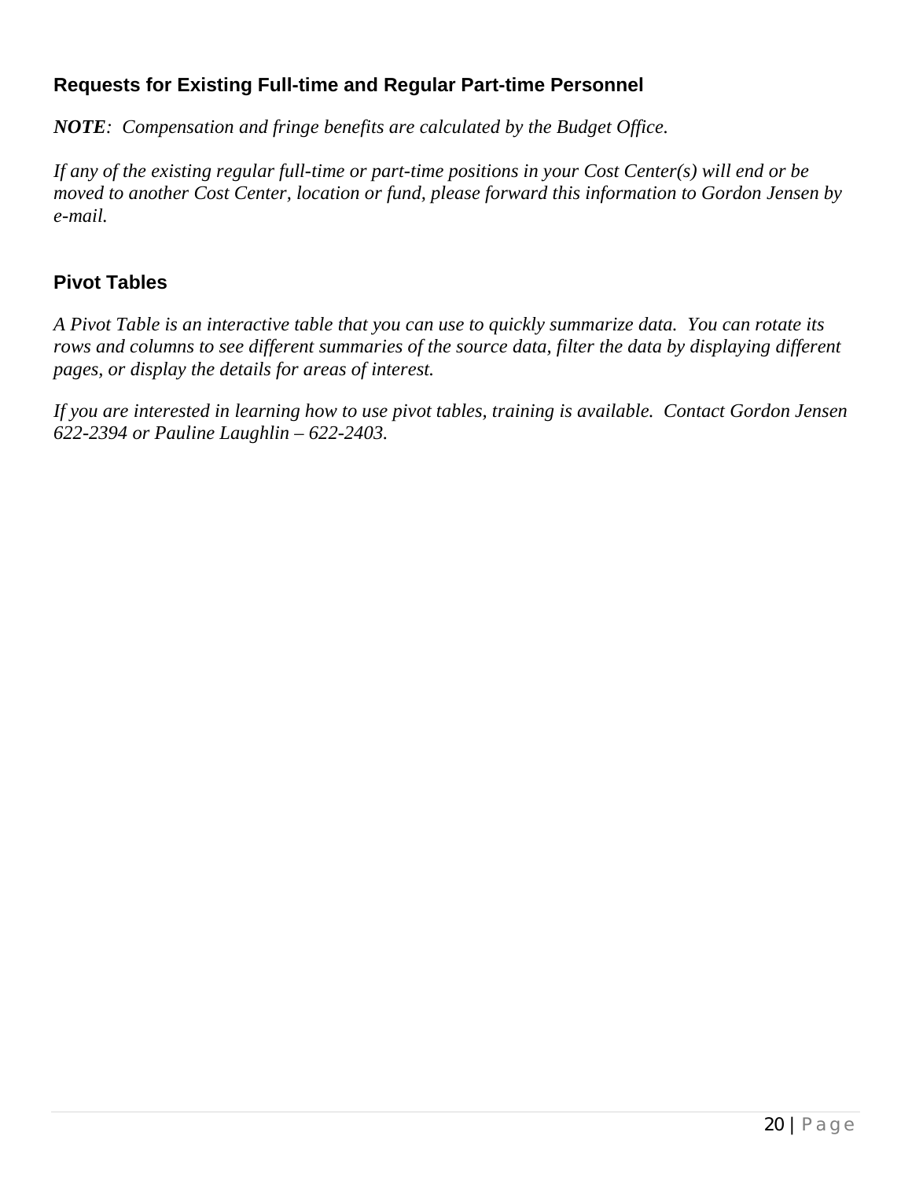### Requests for Existing Full-time and Regular Part-time Personnel

***NOTE**: Compensation and fringe benefits are calculated by the Budget Office.*

*If any of the existing regular full-time or part-time positions in your Cost Center(s) will end or be moved to another Cost Center, location or fund, please forward this information to Gordon Jensen by e-mail.*

### Pivot Tables

*A Pivot Table is an interactive table that you can use to quickly summarize data. You can rotate its rows and columns to see different summaries of the source data, filter the data by displaying different pages, or display the details for areas of interest.*

*If you are interested in learning how to use pivot tables, training is available. Contact Gordon Jensen 622-2394 or Pauline Laughlin – 622-2403.*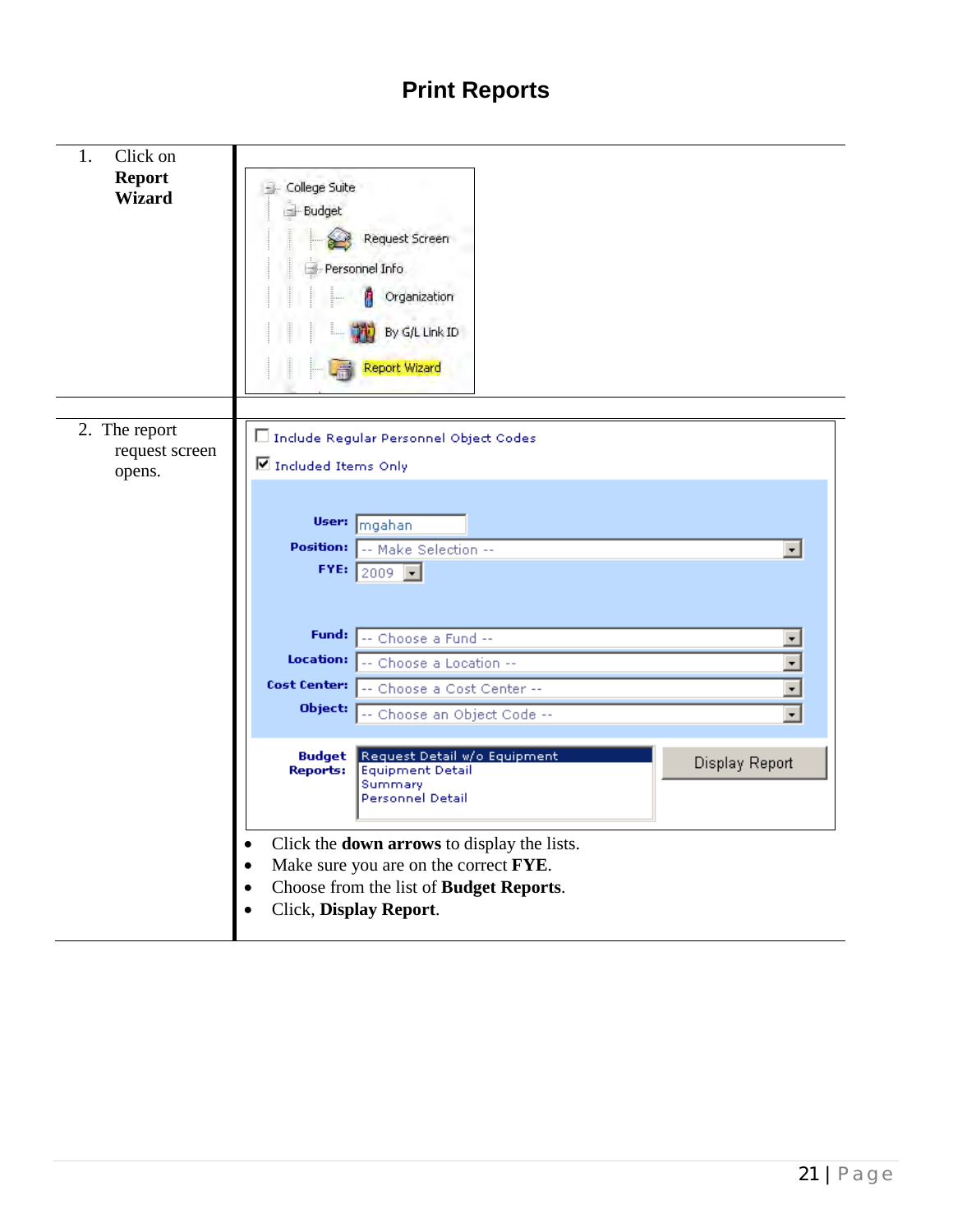# Print Reports

| | |
|---|---|
| 1. Click on **Report Wizard** | College Suite<br>Budget<br>Request Screen<br>Personnel Info<br>Organization<br>By G/L Link ID<br>Report Wizard |
| 2. The report request screen opens. | Include Regular Personnel Object Codes<br>Included Items Only<br>**User:** mgahan<br>**Position:** -- Make Selection --<br>**FYE:** 2009<br>**Fund:** -- Choose a Fund --<br>**Location:** -- Choose a Location --<br>**Cost Center:** -- Choose a Cost Center --<br>**Object:** -- Choose an Object Code --<br>**Budget Reports:** Request Detail w/o Equipment, Equipment Detail, Summary, Personnel Detail<br>Display Report<br><br>• Click the **down arrows** to display the lists.<br>• Make sure you are on the correct **FYE**.<br>• Choose from the list of **Budget Reports**.<br>• Click, **Display Report**. |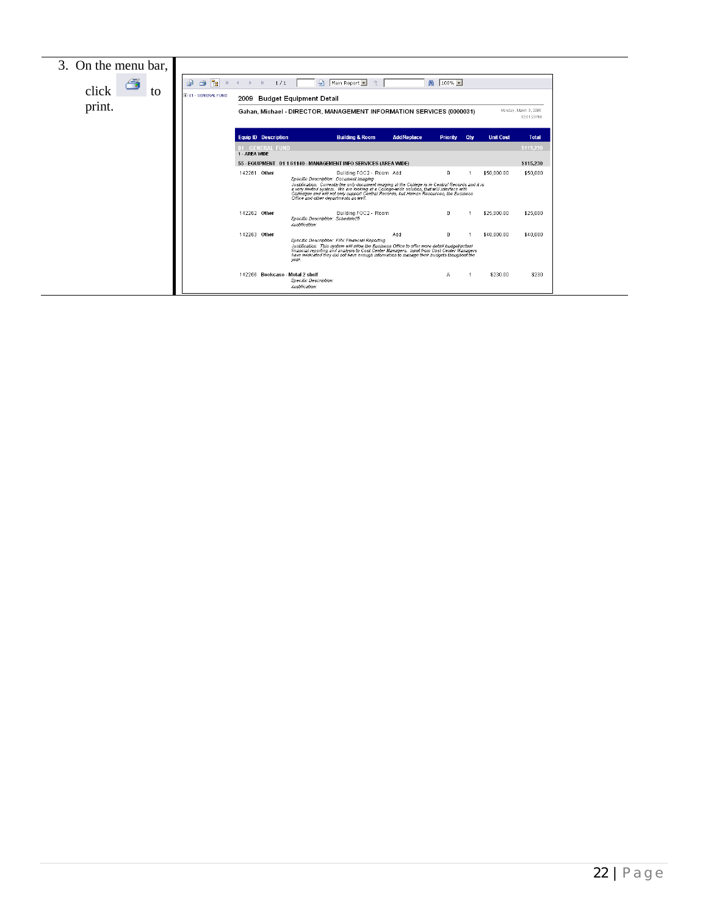3. On the menu bar, click to print.

| | | | | | | | |
|---|---|---|---|---|---|---|---|
| 01 - GENERAL FUND | | | | | | | |
| **2009 Budget Equipment Detail** | | | | | | | |
| **Gahan, Michael - DIRECTOR, MANAGEMENT INFORMATION SERVICES (0000031)** | | | | | | | Monday, March 3, 2008 12:01:28 PM |
| **Equip ID** | **Description** | **Building & Room** | **Add/Replace** | **Priority** | **Qty** | **Unit Cost** | **Total** |
| 01 - GENERAL FUND | | | | | | | $115,230 |
| 1 - AREA WIDE | | | | | | | |
| 55 - EQUIPMENT 01 1 61140 - MANAGEMENT INFO SERVICES (AREA WIDE) | | | | | | | $115,230 |
| 142261 | **Other** *Specific Description: Document Imaging* *Justification: Currently the only document imaging at the College is in Central Records and it is a very limited system. We are looking at a College-wide solution, that will interface with Colleague and will not only support Central Records, but Human Resources, the Business Office and other departments as well.* | Building FOC2 - Room | Add | B | 1 | $50,000.00 | $50,000 |
| 142262 | **Other** *Specific Description: Schedule25* *Justification:* | Building FOC2 - Room | | B | 1 | $25,000.00 | $25,000 |
| 142263 | **Other** *Specific Description: FRx Financial Reporting* *Justification: This system will allow the Business Office to offer more detail budget/actual financial reporting and analysis to Cost Center Managers. Input from Cost Center Managers have indicated they did not have enough information to manage their budgets thoughout the year.* | | Add | B | 1 | $40,000.00 | $40,000 |
| 142266 | **Bookcase - Metal 2 shelf** *Specific Description:* *Justification:* | | | A | 1 | $230.00 | $230 |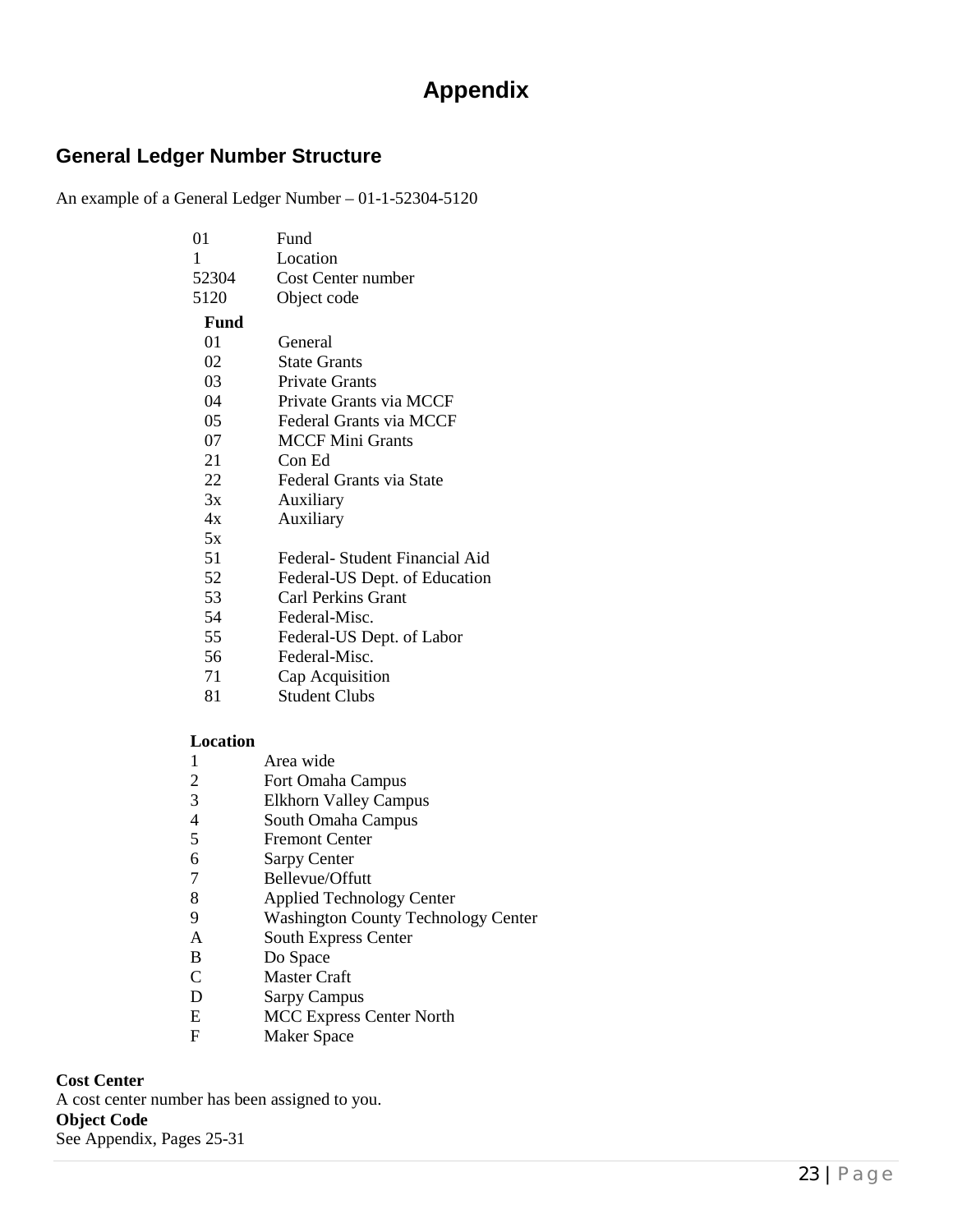# Appendix

## General Ledger Number Structure

An example of a General Ledger Number – 01-1-52304-5120

| | |
|---|---|
| 01 | Fund |
| 1 | Location |
| 52304 | Cost Center number |
| 5120 | Object code |

**Fund**

| | |
|---|---|
| 01 | General |
| 02 | State Grants |
| 03 | Private Grants |
| 04 | Private Grants via MCCF |
| 05 | Federal Grants via MCCF |
| 07 | MCCF Mini Grants |
| 21 | Con Ed |
| 22 | Federal Grants via State |
| 3x | Auxiliary |
| 4x | Auxiliary |
| 5x | |
| 51 | Federal- Student Financial Aid |
| 52 | Federal-US Dept. of Education |
| 53 | Carl Perkins Grant |
| 54 | Federal-Misc. |
| 55 | Federal-US Dept. of Labor |
| 56 | Federal-Misc. |
| 71 | Cap Acquisition |
| 81 | Student Clubs |

**Location**

| | |
|---|---|
| 1 | Area wide |
| 2 | Fort Omaha Campus |
| 3 | Elkhorn Valley Campus |
| 4 | South Omaha Campus |
| 5 | Fremont Center |
| 6 | Sarpy Center |
| 7 | Bellevue/Offutt |
| 8 | Applied Technology Center |
| 9 | Washington County Technology Center |
| A | South Express Center |
| B | Do Space |
| C | Master Craft |
| D | Sarpy Campus |
| E | MCC Express Center North |
| F | Maker Space |

**Cost Center**
A cost center number has been assigned to you.
**Object Code**
See Appendix, Pages 25-31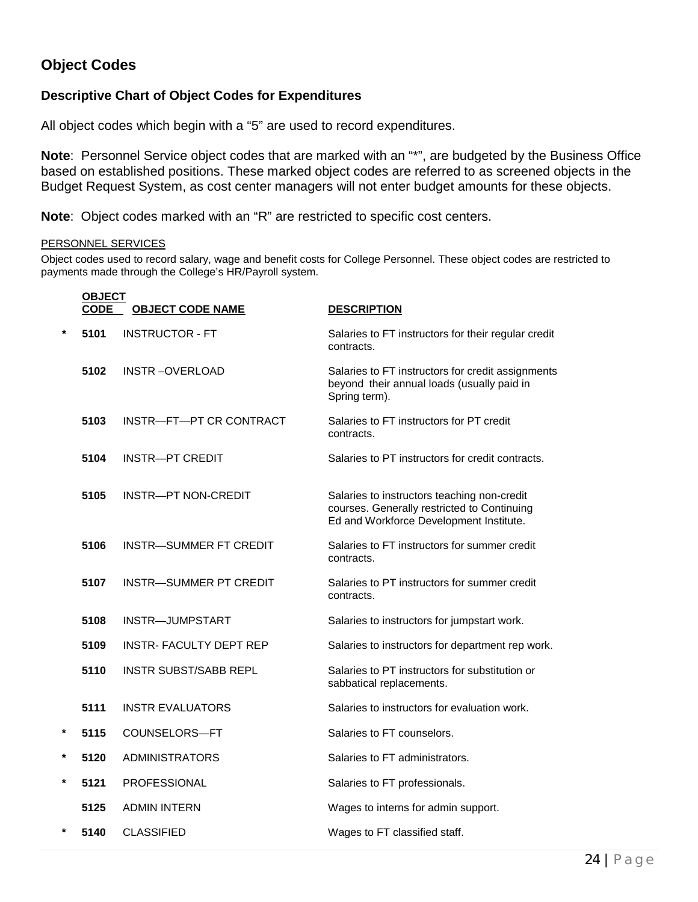## Object Codes

### Descriptive Chart of Object Codes for Expenditures

All object codes which begin with a "5" are used to record expenditures.

**Note**: Personnel Service object codes that are marked with an "*", are budgeted by the Business Office based on established positions. These marked object codes are referred to as screened objects in the Budget Request System, as cost center managers will not enter budget amounts for these objects.

**Note**: Object codes marked with an "R" are restricted to specific cost centers.

PERSONNEL SERVICES

Object codes used to record salary, wage and benefit costs for College Personnel. These object codes are restricted to payments made through the College's HR/Payroll system.

| | OBJECT CODE | OBJECT CODE NAME | DESCRIPTION |
|---|---|---|---|
| * | **5101** | INSTRUCTOR - FT | Salaries to FT instructors for their regular credit contracts. |
| | **5102** | INSTR –OVERLOAD | Salaries to FT instructors for credit assignments beyond their annual loads (usually paid in Spring term). |
| | **5103** | INSTR—FT—PT CR CONTRACT | Salaries to FT instructors for PT credit contracts. |
| | **5104** | INSTR—PT CREDIT | Salaries to PT instructors for credit contracts. |
| | **5105** | INSTR—PT NON-CREDIT | Salaries to instructors teaching non-credit courses. Generally restricted to Continuing Ed and Workforce Development Institute. |
| | **5106** | INSTR—SUMMER FT CREDIT | Salaries to FT instructors for summer credit contracts. |
| | **5107** | INSTR—SUMMER PT CREDIT | Salaries to PT instructors for summer credit contracts. |
| | **5108** | INSTR—JUMPSTART | Salaries to instructors for jumpstart work. |
| | **5109** | INSTR- FACULTY DEPT REP | Salaries to instructors for department rep work. |
| | **5110** | INSTR SUBST/SABB REPL | Salaries to PT instructors for substitution or sabbatical replacements. |
| | **5111** | INSTR EVALUATORS | Salaries to instructors for evaluation work. |
| * | **5115** | COUNSELORS—FT | Salaries to FT counselors. |
| * | **5120** | ADMINISTRATORS | Salaries to FT administrators. |
| * | **5121** | PROFESSIONAL | Salaries to FT professionals. |
| | **5125** | ADMIN INTERN | Wages to interns for admin support. |
| * | **5140** | CLASSIFIED | Wages to FT classified staff. |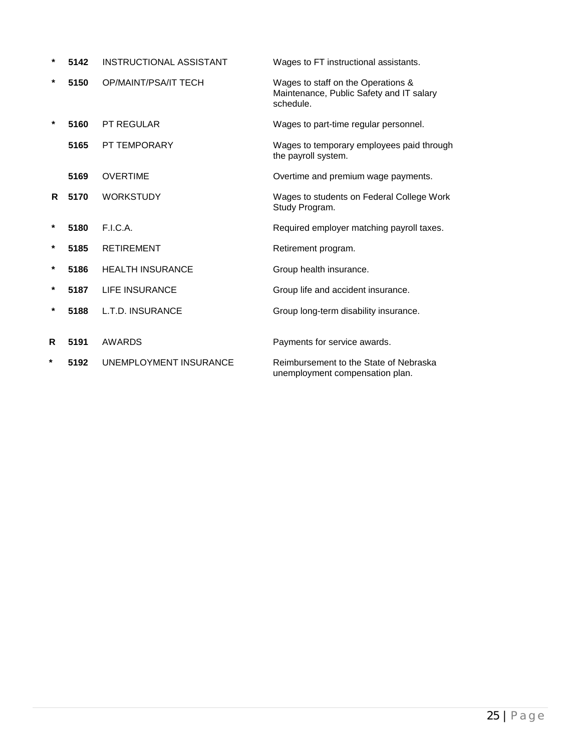| | | | |
|---|---|---|---|
| * | **5142** | INSTRUCTIONAL ASSISTANT | Wages to FT instructional assistants. |
| * | **5150** | OP/MAINT/PSA/IT TECH | Wages to staff on the Operations & Maintenance, Public Safety and IT salary schedule. |
| * | **5160** | PT REGULAR | Wages to part-time regular personnel. |
| | **5165** | PT TEMPORARY | Wages to temporary employees paid through the payroll system. |
| | **5169** | OVERTIME | Overtime and premium wage payments. |
| **R** | **5170** | WORKSTUDY | Wages to students on Federal College Work Study Program. |
| * | **5180** | F.I.C.A. | Required employer matching payroll taxes. |
| * | **5185** | RETIREMENT | Retirement program. |
| * | **5186** | HEALTH INSURANCE | Group health insurance. |
| * | **5187** | LIFE INSURANCE | Group life and accident insurance. |
| * | **5188** | L.T.D. INSURANCE | Group long-term disability insurance. |
| **R** | **5191** | AWARDS | Payments for service awards. |
| * | **5192** | UNEMPLOYMENT INSURANCE | Reimbursement to the State of Nebraska unemployment compensation plan. |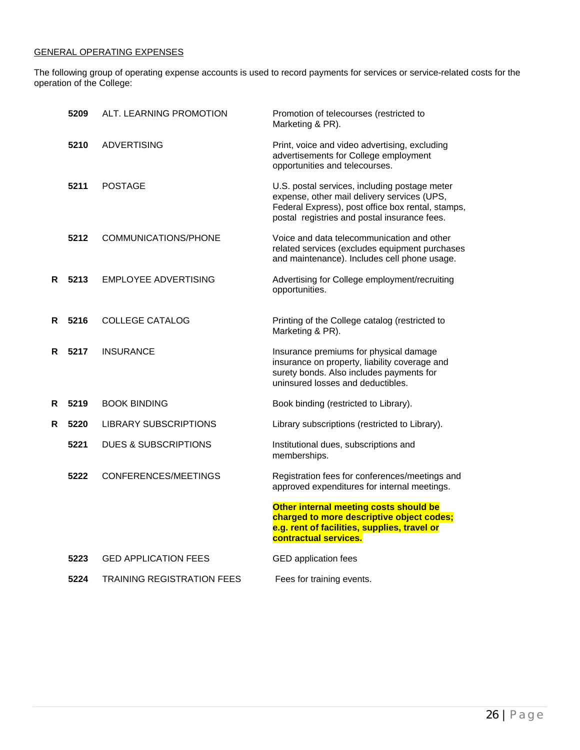<u>GENERAL OPERATING EXPENSES</u>

The following group of operating expense accounts is used to record payments for services or service-related costs for the operation of the College:

| | Code | Account | Description |
|---|---|---|---|
| | **5209** | ALT. LEARNING PROMOTION | Promotion of telecourses (restricted to Marketing & PR). |
| | **5210** | ADVERTISING | Print, voice and video advertising, excluding advertisements for College employment opportunities and telecourses. |
| | **5211** | POSTAGE | U.S. postal services, including postage meter expense, other mail delivery services (UPS, Federal Express), post office box rental, stamps, postal registries and postal insurance fees. |
| | **5212** | COMMUNICATIONS/PHONE | Voice and data telecommunication and other related services (excludes equipment purchases and maintenance). Includes cell phone usage. |
| **R** | **5213** | EMPLOYEE ADVERTISING | Advertising for College employment/recruiting opportunities. |
| **R** | **5216** | COLLEGE CATALOG | Printing of the College catalog (restricted to Marketing & PR). |
| **R** | **5217** | INSURANCE | Insurance premiums for physical damage insurance on property, liability coverage and surety bonds. Also includes payments for uninsured losses and deductibles. |
| **R** | **5219** | BOOK BINDING | Book binding (restricted to Library). |
| **R** | **5220** | LIBRARY SUBSCRIPTIONS | Library subscriptions (restricted to Library). |
| | **5221** | DUES & SUBSCRIPTIONS | Institutional dues, subscriptions and memberships. |
| | **5222** | CONFERENCES/MEETINGS | Registration fees for conferences/meetings and approved expenditures for internal meetings. **Other internal meeting costs should be charged to more descriptive object codes; e.g. rent of facilities, supplies, travel or contractual services.** |
| | **5223** | GED APPLICATION FEES | GED application fees |
| | **5224** | TRAINING REGISTRATION FEES | Fees for training events. |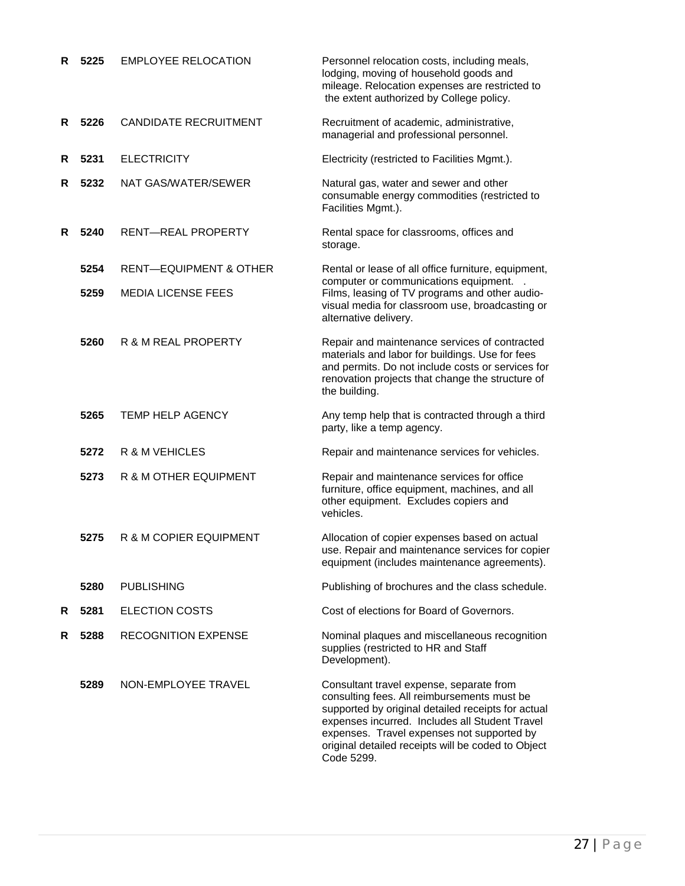| | | | |
|---|---|---|---|
| **R** | **5225** | EMPLOYEE RELOCATION | Personnel relocation costs, including meals, lodging, moving of household goods and mileage. Relocation expenses are restricted to the extent authorized by College policy. |
| **R** | **5226** | CANDIDATE RECRUITMENT | Recruitment of academic, administrative, managerial and professional personnel. |
| **R** | **5231** | ELECTRICITY | Electricity (restricted to Facilities Mgmt.). |
| **R** | **5232** | NAT GAS/WATER/SEWER | Natural gas, water and sewer and other consumable energy commodities (restricted to Facilities Mgmt.). |
| **R** | **5240** | RENT—REAL PROPERTY | Rental space for classrooms, offices and storage. |
| | **5254** | RENT—EQUIPMENT & OTHER | Rental or lease of all office furniture, equipment, computer or communications equipment. . |
| | **5259** | MEDIA LICENSE FEES | Films, leasing of TV programs and other audio-visual media for classroom use, broadcasting or alternative delivery. |
| | **5260** | R & M REAL PROPERTY | Repair and maintenance services of contracted materials and labor for buildings. Use for fees and permits. Do not include costs or services for renovation projects that change the structure of the building. |
| | **5265** | TEMP HELP AGENCY | Any temp help that is contracted through a third party, like a temp agency. |
| | **5272** | R & M VEHICLES | Repair and maintenance services for vehicles. |
| | **5273** | R & M OTHER EQUIPMENT | Repair and maintenance services for office furniture, office equipment, machines, and all other equipment. Excludes copiers and vehicles. |
| | **5275** | R & M COPIER EQUIPMENT | Allocation of copier expenses based on actual use. Repair and maintenance services for copier equipment (includes maintenance agreements). |
| | **5280** | PUBLISHING | Publishing of brochures and the class schedule. |
| **R** | **5281** | ELECTION COSTS | Cost of elections for Board of Governors. |
| **R** | **5288** | RECOGNITION EXPENSE | Nominal plaques and miscellaneous recognition supplies (restricted to HR and Staff Development). |
| | **5289** | NON-EMPLOYEE TRAVEL | Consultant travel expense, separate from consulting fees. All reimbursements must be supported by original detailed receipts for actual expenses incurred. Includes all Student Travel expenses. Travel expenses not supported by original detailed receipts will be coded to Object Code 5299. |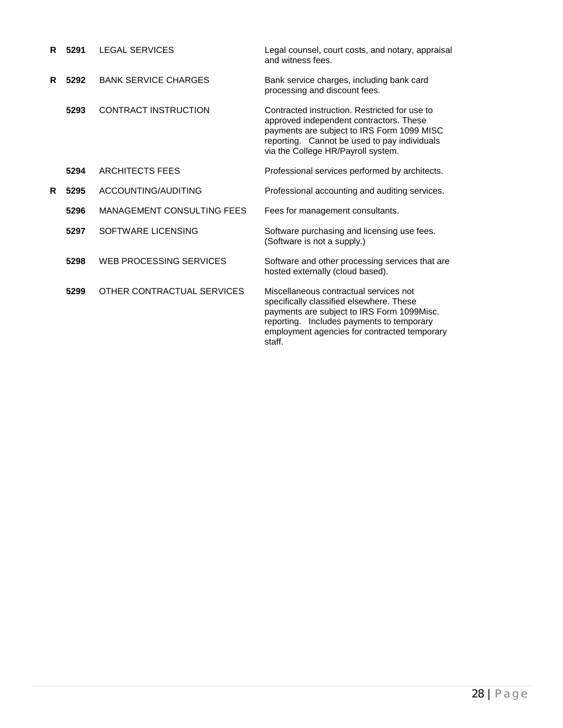| | | | |
|---|---|---|---|
| **R** | **5291** | LEGAL SERVICES | Legal counsel, court costs, and notary, appraisal and witness fees. |
| **R** | **5292** | BANK SERVICE CHARGES | Bank service charges, including bank card processing and discount fees. |
| | **5293** | CONTRACT INSTRUCTION | Contracted instruction. Restricted for use to approved independent contractors. These payments are subject to IRS Form 1099 MISC reporting. Cannot be used to pay individuals via the College HR/Payroll system. |
| | **5294** | ARCHITECTS FEES | Professional services performed by architects. |
| **R** | **5295** | ACCOUNTING/AUDITING | Professional accounting and auditing services. |
| | **5296** | MANAGEMENT CONSULTING FEES | Fees for management consultants. |
| | **5297** | SOFTWARE LICENSING | Software purchasing and licensing use fees. (Software is not a supply.) |
| | **5298** | WEB PROCESSING SERVICES | Software and other processing services that are hosted externally (cloud based). |
| | **5299** | OTHER CONTRACTUAL SERVICES | Miscellaneous contractual services not specifically classified elsewhere. These payments are subject to IRS Form 1099Misc. reporting. Includes payments to temporary employment agencies for contracted temporary staff. |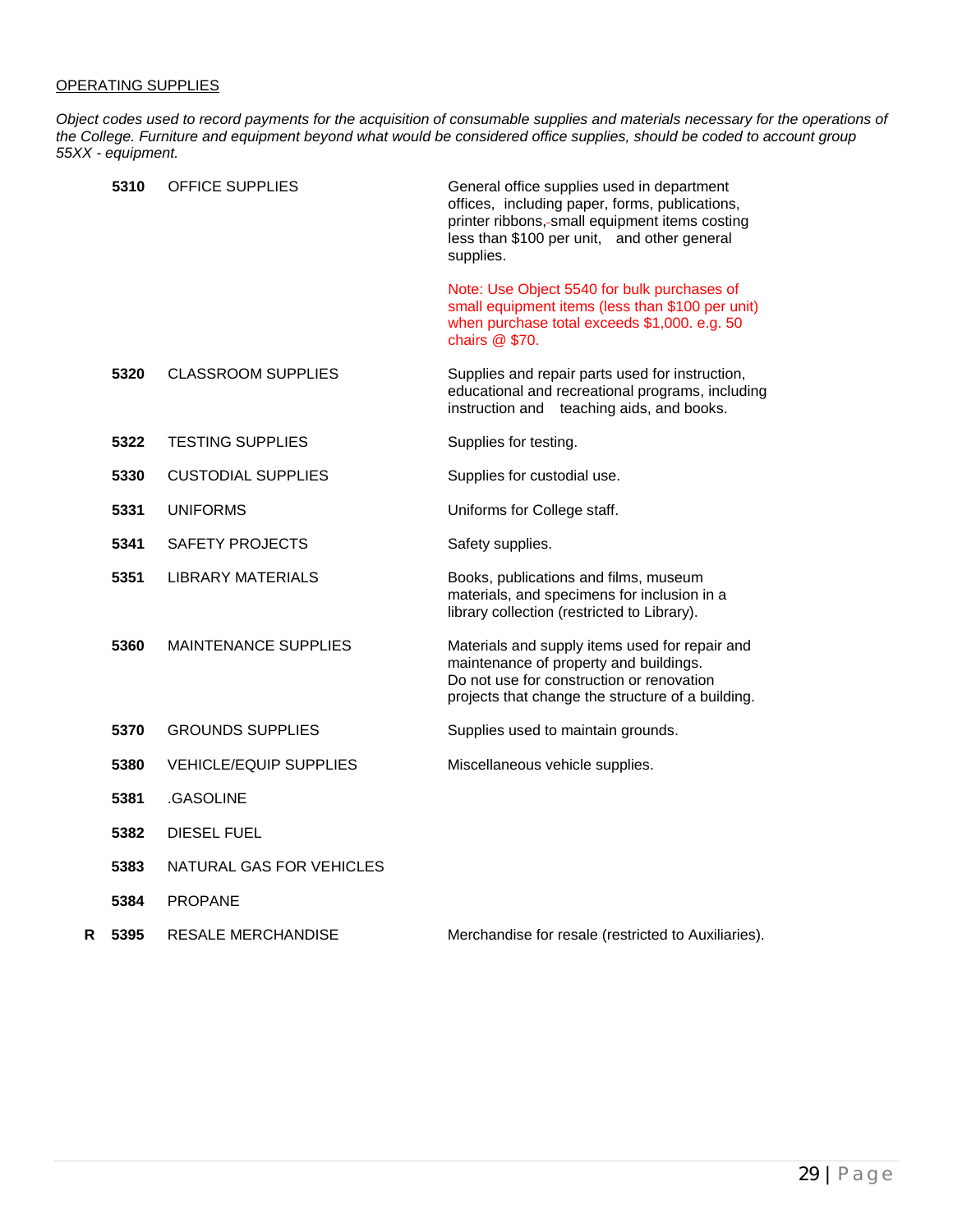## OPERATING SUPPLIES

*Object codes used to record payments for the acquisition of consumable supplies and materials necessary for the operations of the College. Furniture and equipment beyond what would be considered office supplies, should be coded to account group 55XX - equipment.*

| | Code | Name | Description |
|---|---|---|---|
| | **5310** | OFFICE SUPPLIES | General office supplies used in department offices, including paper, forms, publications, printer ribbons, small equipment items costing less than $100 per unit, and other general supplies.<br><br>Note: Use Object 5540 for bulk purchases of small equipment items (less than $100 per unit) when purchase total exceeds $1,000. e.g. 50 chairs @ $70. |
| | **5320** | CLASSROOM SUPPLIES | Supplies and repair parts used for instruction, educational and recreational programs, including instruction and teaching aids, and books. |
| | **5322** | TESTING SUPPLIES | Supplies for testing. |
| | **5330** | CUSTODIAL SUPPLIES | Supplies for custodial use. |
| | **5331** | UNIFORMS | Uniforms for College staff. |
| | **5341** | SAFETY PROJECTS | Safety supplies. |
| | **5351** | LIBRARY MATERIALS | Books, publications and films, museum materials, and specimens for inclusion in a library collection (restricted to Library). |
| | **5360** | MAINTENANCE SUPPLIES | Materials and supply items used for repair and maintenance of property and buildings. Do not use for construction or renovation projects that change the structure of a building. |
| | **5370** | GROUNDS SUPPLIES | Supplies used to maintain grounds. |
| | **5380** | VEHICLE/EQUIP SUPPLIES | Miscellaneous vehicle supplies. |
| | **5381** | .GASOLINE | |
| | **5382** | DIESEL FUEL | |
| | **5383** | NATURAL GAS FOR VEHICLES | |
| | **5384** | PROPANE | |
| **R** | **5395** | RESALE MERCHANDISE | Merchandise for resale (restricted to Auxiliaries). |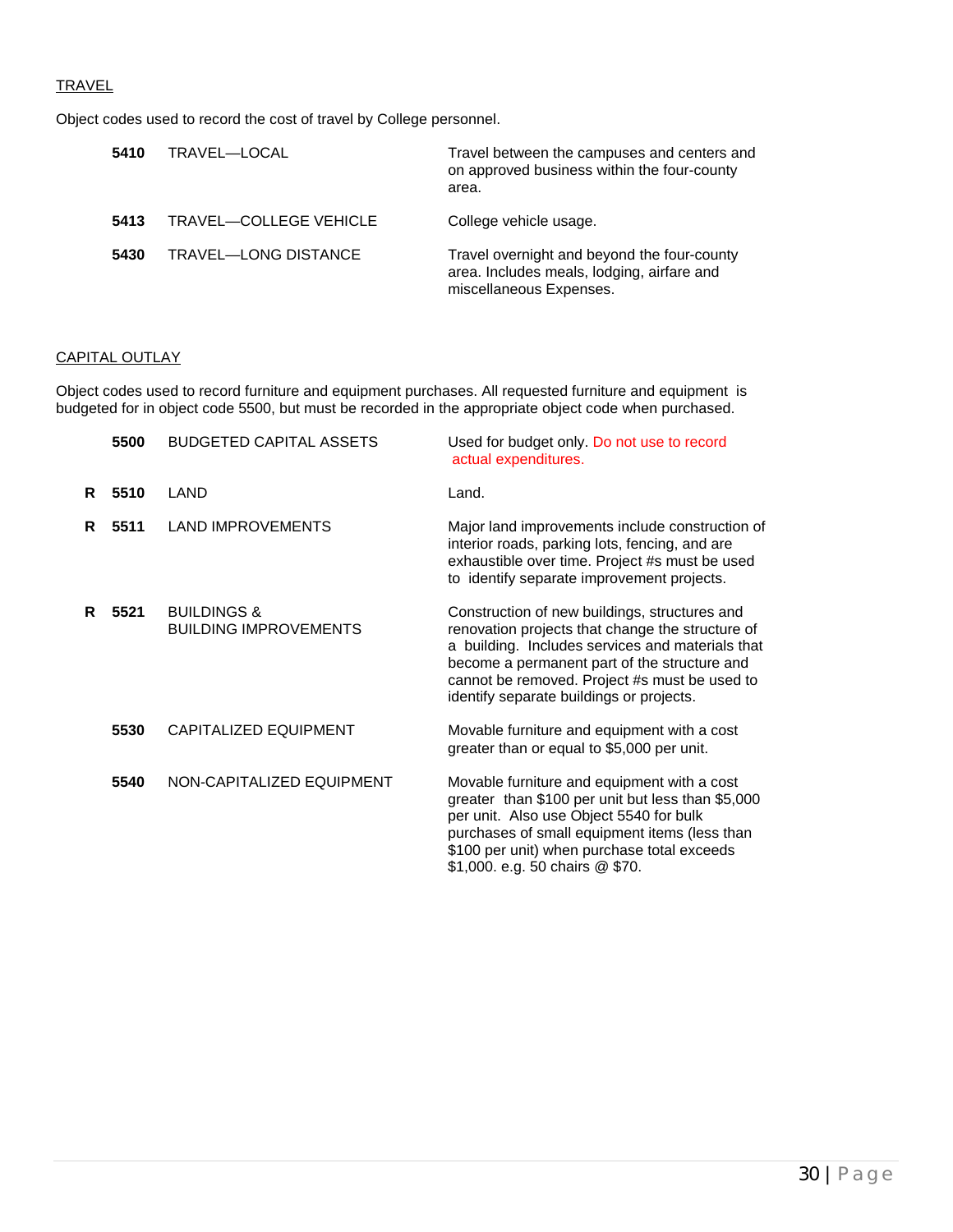## TRAVEL

Object codes used to record the cost of travel by College personnel.

| | Code | Title | Description |
|---|---|---|---|
| | **5410** | TRAVEL—LOCAL | Travel between the campuses and centers and on approved business within the four-county area. |
| | **5413** | TRAVEL—COLLEGE VEHICLE | College vehicle usage. |
| | **5430** | TRAVEL—LONG DISTANCE | Travel overnight and beyond the four-county area. Includes meals, lodging, airfare and miscellaneous Expenses. |

## CAPITAL OUTLAY

Object codes used to record furniture and equipment purchases. All requested furniture and equipment is budgeted for in object code 5500, but must be recorded in the appropriate object code when purchased.

| | Code | Title | Description |
|---|---|---|---|
| | **5500** | BUDGETED CAPITAL ASSETS | Used for budget only. Do not use to record actual expenditures. |
| **R** | **5510** | LAND | Land. |
| **R** | **5511** | LAND IMPROVEMENTS | Major land improvements include construction of interior roads, parking lots, fencing, and are exhaustible over time. Project #s must be used to identify separate improvement projects. |
| **R** | **5521** | BUILDINGS & BUILDING IMPROVEMENTS | Construction of new buildings, structures and renovation projects that change the structure of a building. Includes services and materials that become a permanent part of the structure and cannot be removed. Project #s must be used to identify separate buildings or projects. |
| | **5530** | CAPITALIZED EQUIPMENT | Movable furniture and equipment with a cost greater than or equal to $5,000 per unit. |
| | **5540** | NON-CAPITALIZED EQUIPMENT | Movable furniture and equipment with a cost greater than $100 per unit but less than $5,000 per unit. Also use Object 5540 for bulk purchases of small equipment items (less than $100 per unit) when purchase total exceeds $1,000. e.g. 50 chairs @ $70. |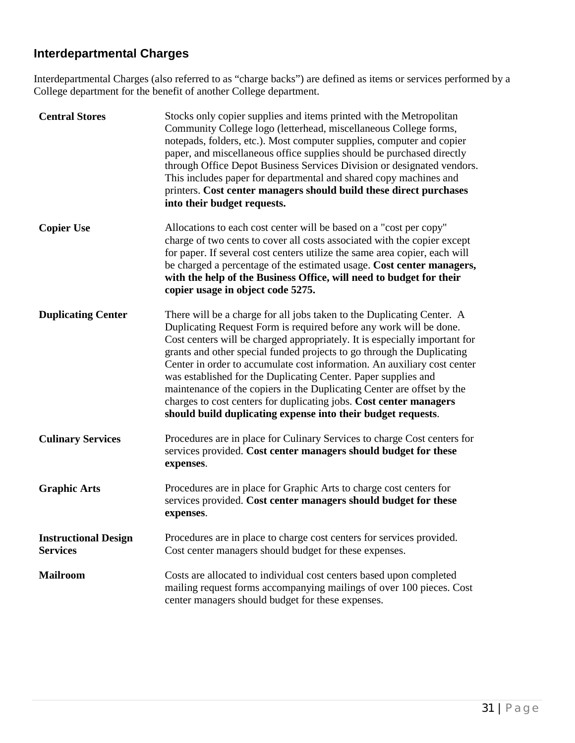## Interdepartmental Charges

Interdepartmental Charges (also referred to as “charge backs”) are defined as items or services performed by a College department for the benefit of another College department.

| | |
|---|---|
| **Central Stores** | Stocks only copier supplies and items printed with the Metropolitan Community College logo (letterhead, miscellaneous College forms, notepads, folders, etc.). Most computer supplies, computer and copier paper, and miscellaneous office supplies should be purchased directly through Office Depot Business Services Division or designated vendors. This includes paper for departmental and shared copy machines and printers. **Cost center managers should build these direct purchases into their budget requests.** |
| **Copier Use** | Allocations to each cost center will be based on a "cost per copy" charge of two cents to cover all costs associated with the copier except for paper. If several cost centers utilize the same area copier, each will be charged a percentage of the estimated usage. **Cost center managers, with the help of the Business Office, will need to budget for their copier usage in object code 5275.** |
| **Duplicating Center** | There will be a charge for all jobs taken to the Duplicating Center. A Duplicating Request Form is required before any work will be done. Cost centers will be charged appropriately. It is especially important for grants and other special funded projects to go through the Duplicating Center in order to accumulate cost information. An auxiliary cost center was established for the Duplicating Center. Paper supplies and maintenance of the copiers in the Duplicating Center are offset by the charges to cost centers for duplicating jobs. **Cost center managers should build duplicating expense into their budget requests**. |
| **Culinary Services** | Procedures are in place for Culinary Services to charge Cost centers for services provided. **Cost center managers should budget for these expenses**. |
| **Graphic Arts** | Procedures are in place for Graphic Arts to charge cost centers for services provided. **Cost center managers should budget for these expenses**. |
| **Instructional Design Services** | Procedures are in place to charge cost centers for services provided. Cost center managers should budget for these expenses. |
| **Mailroom** | Costs are allocated to individual cost centers based upon completed mailing request forms accompanying mailings of over 100 pieces. Cost center managers should budget for these expenses. |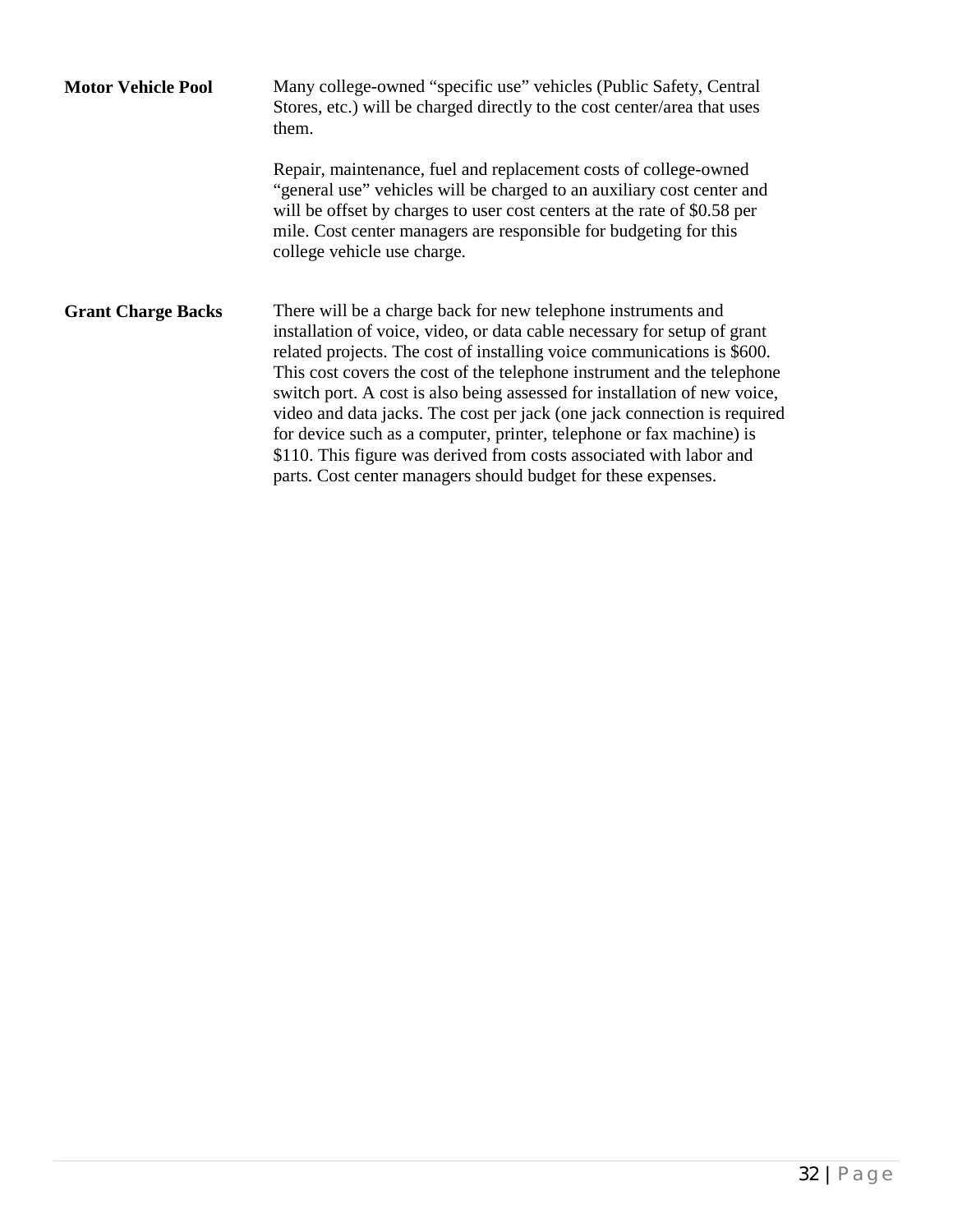**Motor Vehicle Pool**

Many college-owned "specific use" vehicles (Public Safety, Central Stores, etc.) will be charged directly to the cost center/area that uses them.

Repair, maintenance, fuel and replacement costs of college-owned "general use" vehicles will be charged to an auxiliary cost center and will be offset by charges to user cost centers at the rate of $0.58 per mile. Cost center managers are responsible for budgeting for this college vehicle use charge.

**Grant Charge Backs**

There will be a charge back for new telephone instruments and installation of voice, video, or data cable necessary for setup of grant related projects. The cost of installing voice communications is $600. This cost covers the cost of the telephone instrument and the telephone switch port. A cost is also being assessed for installation of new voice, video and data jacks. The cost per jack (one jack connection is required for device such as a computer, printer, telephone or fax machine) is $110. This figure was derived from costs associated with labor and parts. Cost center managers should budget for these expenses.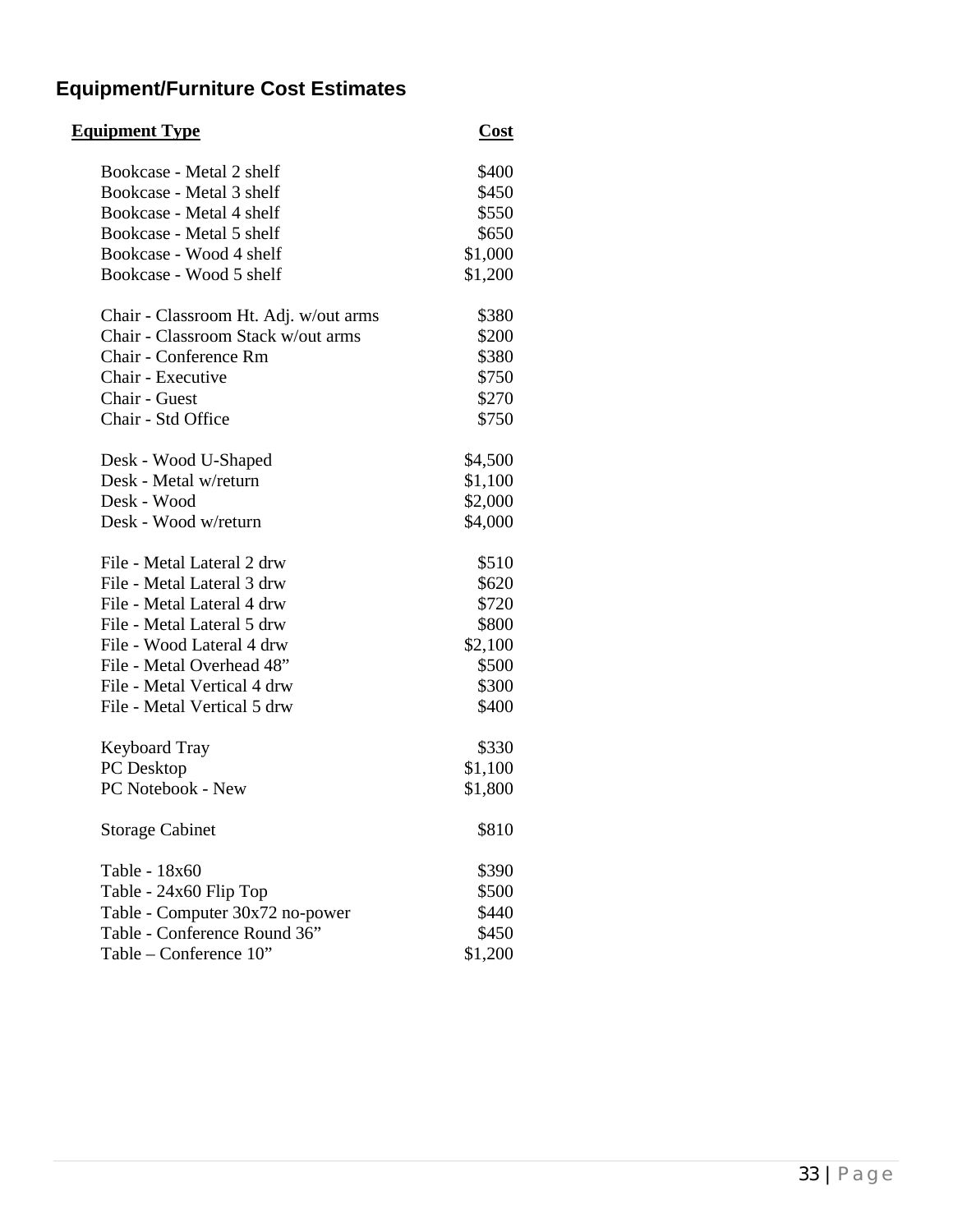## Equipment/Furniture Cost Estimates

| Equipment Type | Cost |
| --- | --- |
| Bookcase - Metal 2 shelf | $400 |
| Bookcase - Metal 3 shelf | $450 |
| Bookcase - Metal 4 shelf | $550 |
| Bookcase - Metal 5 shelf | $650 |
| Bookcase - Wood 4 shelf | $1,000 |
| Bookcase - Wood 5 shelf | $1,200 |
| Chair - Classroom Ht. Adj. w/out arms | $380 |
| Chair - Classroom Stack w/out arms | $200 |
| Chair - Conference Rm | $380 |
| Chair - Executive | $750 |
| Chair - Guest | $270 |
| Chair - Std Office | $750 |
| Desk - Wood U-Shaped | $4,500 |
| Desk - Metal w/return | $1,100 |
| Desk - Wood | $2,000 |
| Desk - Wood w/return | $4,000 |
| File - Metal Lateral 2 drw | $510 |
| File - Metal Lateral 3 drw | $620 |
| File - Metal Lateral 4 drw | $720 |
| File - Metal Lateral 5 drw | $800 |
| File - Wood Lateral 4 drw | $2,100 |
| File - Metal Overhead 48” | $500 |
| File - Metal Vertical 4 drw | $300 |
| File - Metal Vertical 5 drw | $400 |
| Keyboard Tray | $330 |
| PC Desktop | $1,100 |
| PC Notebook - New | $1,800 |
| Storage Cabinet | $810 |
| Table - 18x60 | $390 |
| Table - 24x60 Flip Top | $500 |
| Table - Computer 30x72 no-power | $440 |
| Table - Conference Round 36” | $450 |
| Table – Conference 10” | $1,200 |